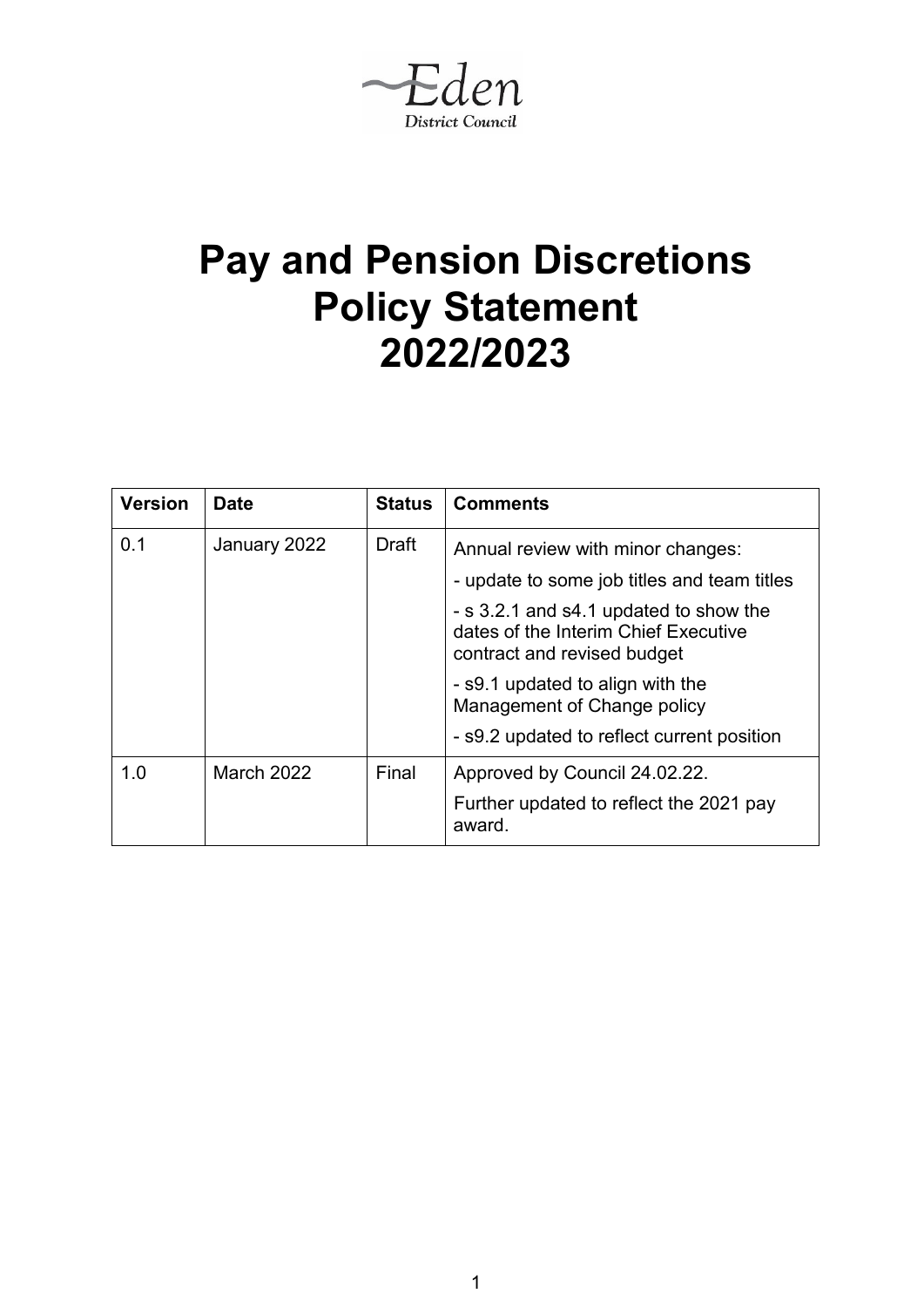Eden District Council

# Pay and Pension Discretions Policy Statement 2022/2023

| Version | Date | Status | Comments |
| --- | --- | --- | --- |
| 0.1 | January 2022 | Draft | Annual review with minor changes:<br>- update to some job titles and team titles<br>- s 3.2.1 and s4.1 updated to show the dates of the Interim Chief Executive contract and revised budget<br>- s9.1 updated to align with the Management of Change policy<br>- s9.2 updated to reflect current position |
| 1.0 | March 2022 | Final | Approved by Council 24.02.22.<br>Further updated to reflect the 2021 pay award. |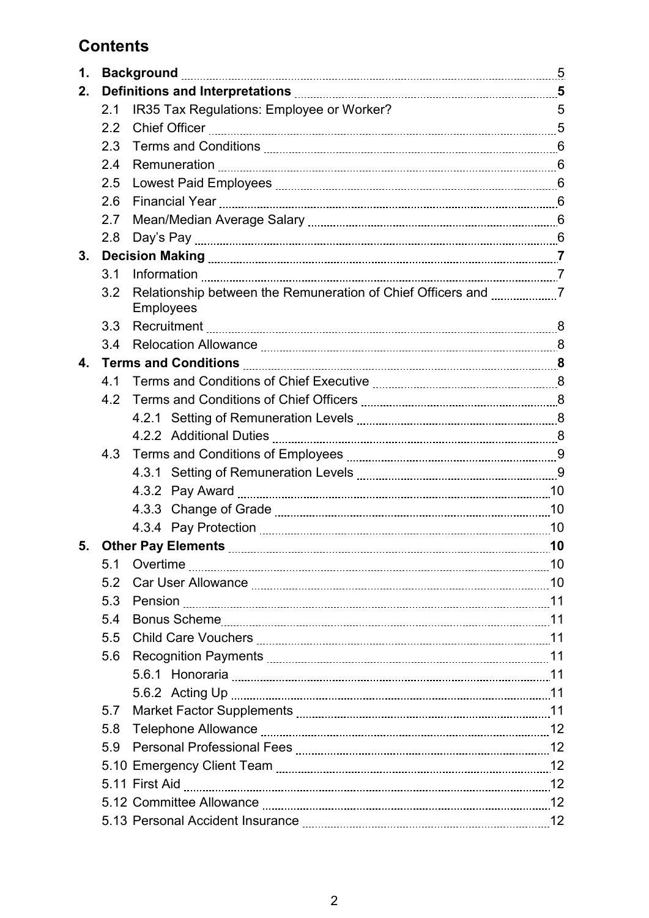# Contents

| | | |
|---|---|---|
| **1.** | **Background** | 5 |
| **2.** | **Definitions and Interpretations** | **5** |
| 2.1 | IR35 Tax Regulations: Employee or Worker? | 5 |
| 2.2 | Chief Officer | 5 |
| 2.3 | Terms and Conditions | 6 |
| 2.4 | Remuneration | 6 |
| 2.5 | Lowest Paid Employees | 6 |
| 2.6 | Financial Year | 6 |
| 2.7 | Mean/Median Average Salary | 6 |
| 2.8 | Day's Pay | 6 |
| **3.** | **Decision Making** | **7** |
| 3.1 | Information | 7 |
| 3.2 | Relationship between the Remuneration of Chief Officers and Employees | 7 |
| 3.3 | Recruitment | 8 |
| 3.4 | Relocation Allowance | 8 |
| **4.** | **Terms and Conditions** | **8** |
| 4.1 | Terms and Conditions of Chief Executive | 8 |
| 4.2 | Terms and Conditions of Chief Officers | 8 |
| 4.2.1 | Setting of Remuneration Levels | 8 |
| 4.2.2 | Additional Duties | 8 |
| 4.3 | Terms and Conditions of Employees | 9 |
| 4.3.1 | Setting of Remuneration Levels | 9 |
| 4.3.2 | Pay Award | 10 |
| 4.3.3 | Change of Grade | 10 |
| 4.3.4 | Pay Protection | 10 |
| **5.** | **Other Pay Elements** | **10** |
| 5.1 | Overtime | 10 |
| 5.2 | Car User Allowance | 10 |
| 5.3 | Pension | 11 |
| 5.4 | Bonus Scheme | 11 |
| 5.5 | Child Care Vouchers | 11 |
| 5.6 | Recognition Payments | 11 |
| 5.6.1 | Honoraria | 11 |
| 5.6.2 | Acting Up | 11 |
| 5.7 | Market Factor Supplements | 11 |
| 5.8 | Telephone Allowance | 12 |
| 5.9 | Personal Professional Fees | 12 |
| 5.10 | Emergency Client Team | 12 |
| 5.11 | First Aid | 12 |
| 5.12 | Committee Allowance | 12 |
| 5.13 | Personal Accident Insurance | 12 |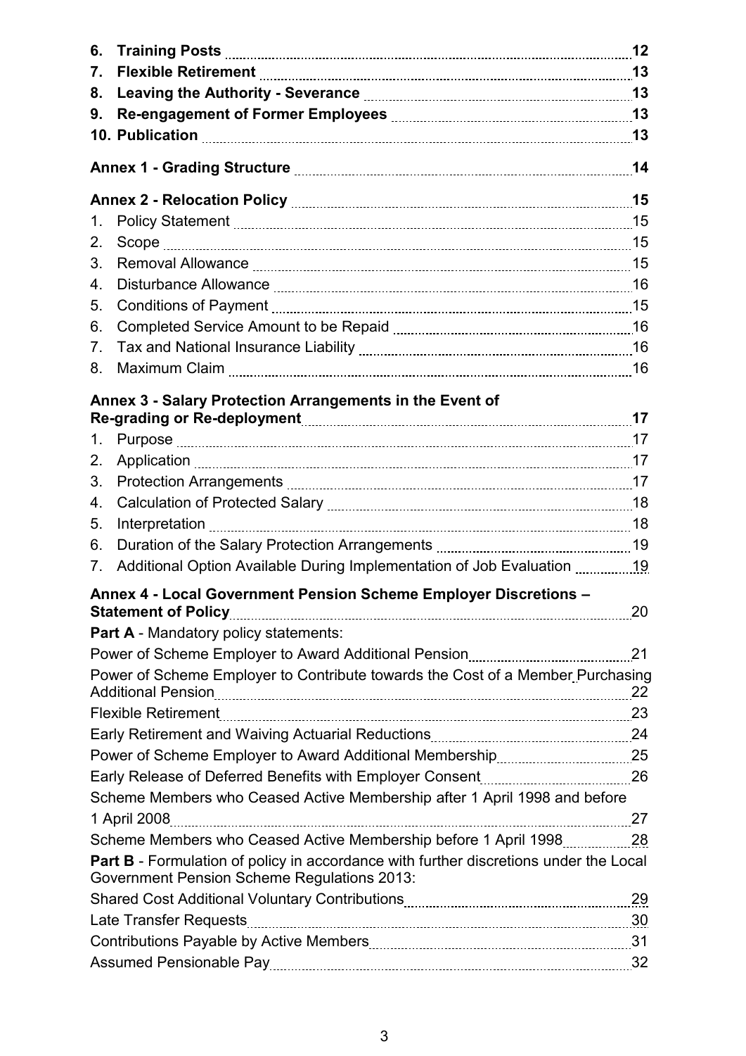**6. Training Posts** 12
**7. Flexible Retirement** 13
**8. Leaving the Authority - Severance** 13
**9. Re-engagement of Former Employees** 13
**10. Publication** 13

**Annex 1 - Grading Structure** 14

**Annex 2 - Relocation Policy** 15

1. Policy Statement 15
2. Scope 15
3. Removal Allowance 15
4. Disturbance Allowance 16
5. Conditions of Payment 15
6. Completed Service Amount to be Repaid 16
7. Tax and National Insurance Liability 16
8. Maximum Claim 16

**Annex 3 - Salary Protection Arrangements in the Event of Re-grading or Re-deployment** 17

1. Purpose 17
2. Application 17
3. Protection Arrangements 17
4. Calculation of Protected Salary 18
5. Interpretation 18
6. Duration of the Salary Protection Arrangements 19
7. Additional Option Available During Implementation of Job Evaluation 19

**Annex 4 - Local Government Pension Scheme Employer Discretions – Statement of Policy** 20

**Part A** - Mandatory policy statements:

Power of Scheme Employer to Award Additional Pension 21
Power of Scheme Employer to Contribute towards the Cost of a Member Purchasing Additional Pension 22
Flexible Retirement 23
Early Retirement and Waiving Actuarial Reductions 24
Power of Scheme Employer to Award Additional Membership 25
Early Release of Deferred Benefits with Employer Consent 26
Scheme Members who Ceased Active Membership after 1 April 1998 and before 1 April 2008 27
Scheme Members who Ceased Active Membership before 1 April 1998 28

**Part B** - Formulation of policy in accordance with further discretions under the Local Government Pension Scheme Regulations 2013:

Shared Cost Additional Voluntary Contributions 29
Late Transfer Requests 30
Contributions Payable by Active Members 31
Assumed Pensionable Pay 32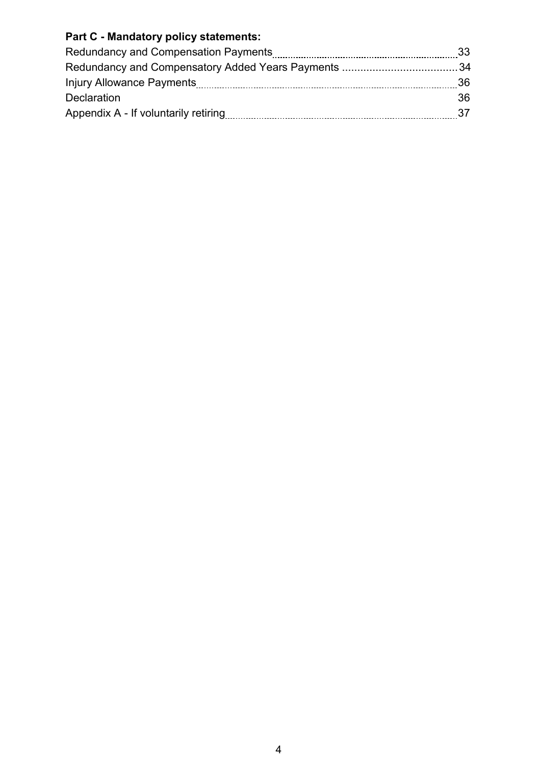**Part C - Mandatory policy statements:**

| | |
|---|---|
| Redundancy and Compensation Payments | 33 |
| Redundancy and Compensatory Added Years Payments | 34 |
| Injury Allowance Payments | 36 |
| Declaration | 36 |
| Appendix A - If voluntarily retiring | 37 |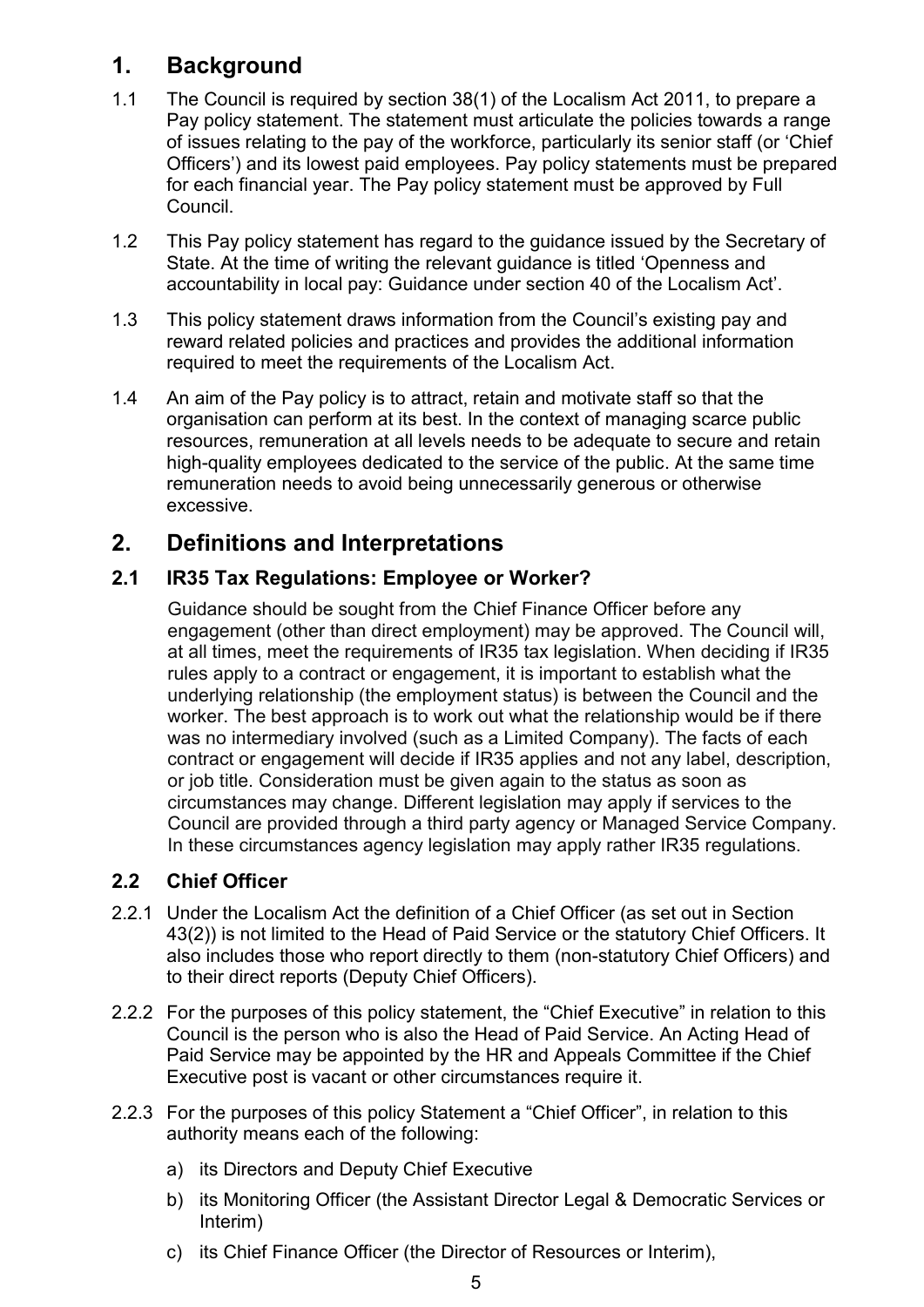## 1. Background

1.1 The Council is required by section 38(1) of the Localism Act 2011, to prepare a Pay policy statement. The statement must articulate the policies towards a range of issues relating to the pay of the workforce, particularly its senior staff (or 'Chief Officers') and its lowest paid employees. Pay policy statements must be prepared for each financial year. The Pay policy statement must be approved by Full Council.

1.2 This Pay policy statement has regard to the guidance issued by the Secretary of State. At the time of writing the relevant guidance is titled 'Openness and accountability in local pay: Guidance under section 40 of the Localism Act'.

1.3 This policy statement draws information from the Council's existing pay and reward related policies and practices and provides the additional information required to meet the requirements of the Localism Act.

1.4 An aim of the Pay policy is to attract, retain and motivate staff so that the organisation can perform at its best. In the context of managing scarce public resources, remuneration at all levels needs to be adequate to secure and retain high-quality employees dedicated to the service of the public. At the same time remuneration needs to avoid being unnecessarily generous or otherwise excessive.

## 2. Definitions and Interpretations

### 2.1 IR35 Tax Regulations: Employee or Worker?

Guidance should be sought from the Chief Finance Officer before any engagement (other than direct employment) may be approved. The Council will, at all times, meet the requirements of IR35 tax legislation. When deciding if IR35 rules apply to a contract or engagement, it is important to establish what the underlying relationship (the employment status) is between the Council and the worker. The best approach is to work out what the relationship would be if there was no intermediary involved (such as a Limited Company). The facts of each contract or engagement will decide if IR35 applies and not any label, description, or job title. Consideration must be given again to the status as soon as circumstances may change. Different legislation may apply if services to the Council are provided through a third party agency or Managed Service Company. In these circumstances agency legislation may apply rather IR35 regulations.

### 2.2 Chief Officer

2.2.1 Under the Localism Act the definition of a Chief Officer (as set out in Section 43(2)) is not limited to the Head of Paid Service or the statutory Chief Officers. It also includes those who report directly to them (non-statutory Chief Officers) and to their direct reports (Deputy Chief Officers).

2.2.2 For the purposes of this policy statement, the "Chief Executive" in relation to this Council is the person who is also the Head of Paid Service. An Acting Head of Paid Service may be appointed by the HR and Appeals Committee if the Chief Executive post is vacant or other circumstances require it.

2.2.3 For the purposes of this policy Statement a "Chief Officer", in relation to this authority means each of the following:

a) its Directors and Deputy Chief Executive

b) its Monitoring Officer (the Assistant Director Legal & Democratic Services or Interim)

c) its Chief Finance Officer (the Director of Resources or Interim),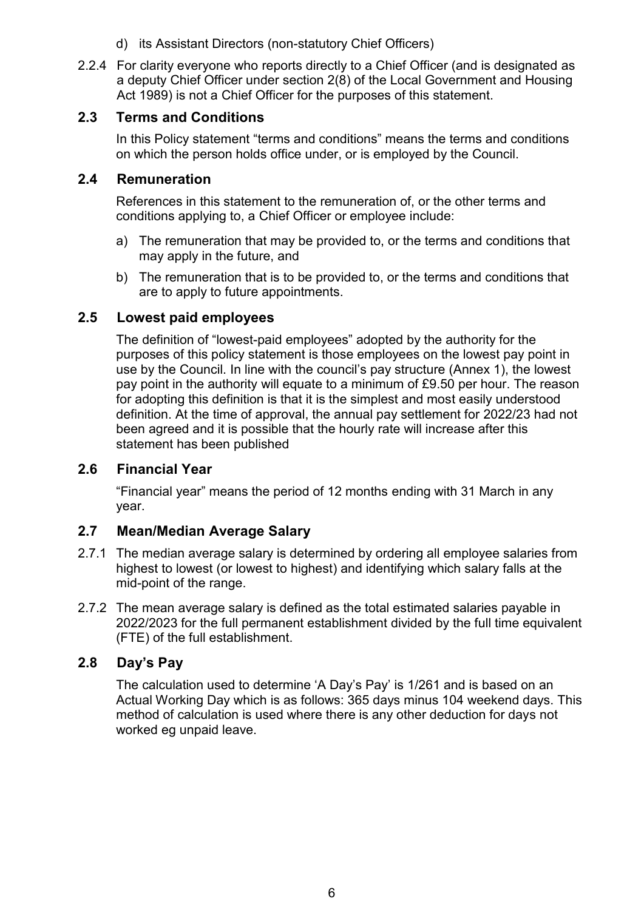d) its Assistant Directors (non-statutory Chief Officers)

2.2.4 For clarity everyone who reports directly to a Chief Officer (and is designated as a deputy Chief Officer under section 2(8) of the Local Government and Housing Act 1989) is not a Chief Officer for the purposes of this statement.

## 2.3 Terms and Conditions

In this Policy statement "terms and conditions" means the terms and conditions on which the person holds office under, or is employed by the Council.

## 2.4 Remuneration

References in this statement to the remuneration of, or the other terms and conditions applying to, a Chief Officer or employee include:

a) The remuneration that may be provided to, or the terms and conditions that may apply in the future, and

b) The remuneration that is to be provided to, or the terms and conditions that are to apply to future appointments.

## 2.5 Lowest paid employees

The definition of "lowest-paid employees" adopted by the authority for the purposes of this policy statement is those employees on the lowest pay point in use by the Council. In line with the council's pay structure (Annex 1), the lowest pay point in the authority will equate to a minimum of £9.50 per hour. The reason for adopting this definition is that it is the simplest and most easily understood definition. At the time of approval, the annual pay settlement for 2022/23 had not been agreed and it is possible that the hourly rate will increase after this statement has been published

## 2.6 Financial Year

"Financial year" means the period of 12 months ending with 31 March in any year.

## 2.7 Mean/Median Average Salary

2.7.1 The median average salary is determined by ordering all employee salaries from highest to lowest (or lowest to highest) and identifying which salary falls at the mid-point of the range.

2.7.2 The mean average salary is defined as the total estimated salaries payable in 2022/2023 for the full permanent establishment divided by the full time equivalent (FTE) of the full establishment.

## 2.8 Day's Pay

The calculation used to determine 'A Day's Pay' is 1/261 and is based on an Actual Working Day which is as follows: 365 days minus 104 weekend days. This method of calculation is used where there is any other deduction for days not worked eg unpaid leave.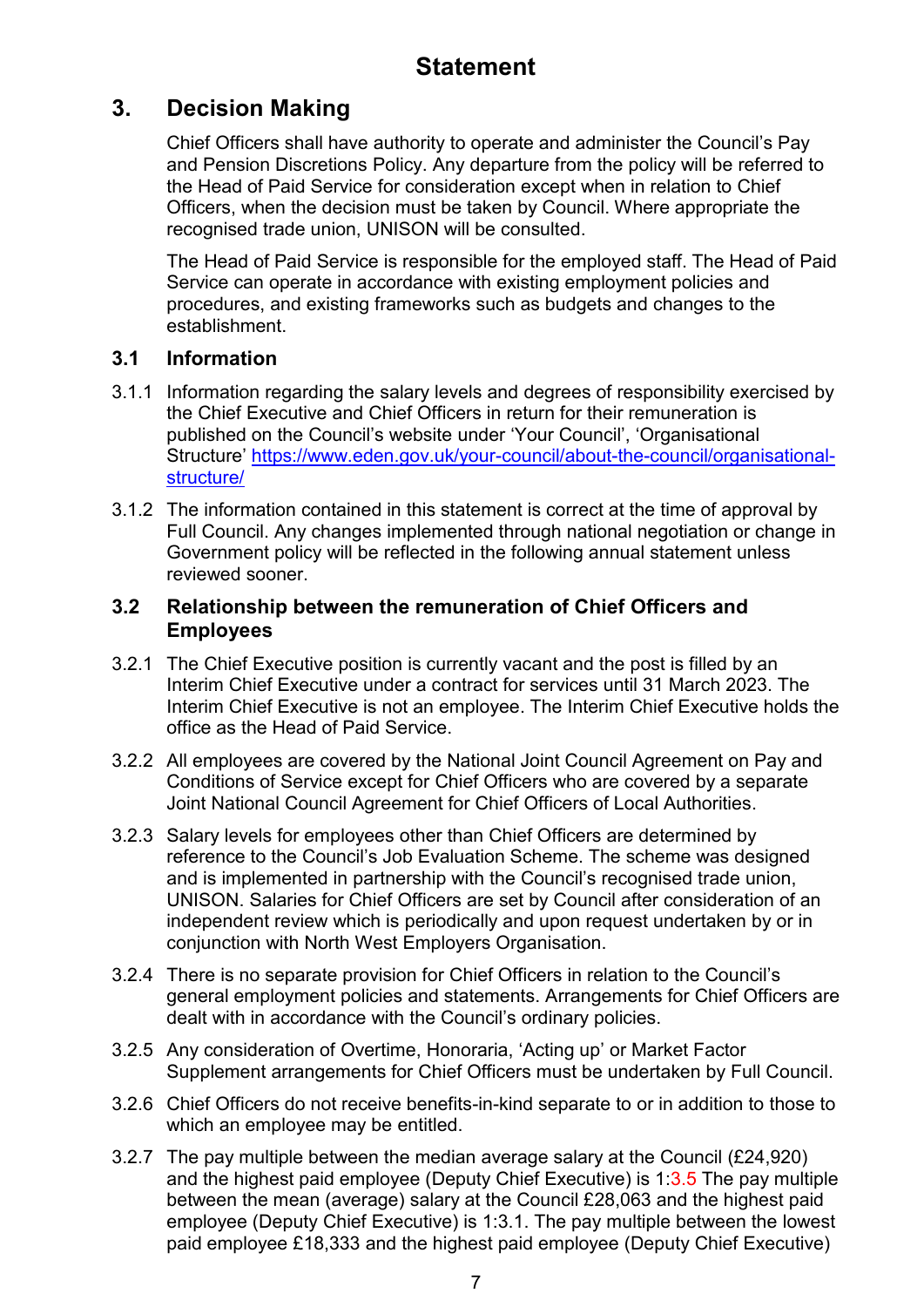# Statement

## 3. Decision Making

Chief Officers shall have authority to operate and administer the Council's Pay and Pension Discretions Policy. Any departure from the policy will be referred to the Head of Paid Service for consideration except when in relation to Chief Officers, when the decision must be taken by Council. Where appropriate the recognised trade union, UNISON will be consulted.

The Head of Paid Service is responsible for the employed staff. The Head of Paid Service can operate in accordance with existing employment policies and procedures, and existing frameworks such as budgets and changes to the establishment.

### 3.1 Information

3.1.1 Information regarding the salary levels and degrees of responsibility exercised by the Chief Executive and Chief Officers in return for their remuneration is published on the Council's website under 'Your Council', 'Organisational Structure' [https://www.eden.gov.uk/your-council/about-the-council/organisational-structure/](https://www.eden.gov.uk/your-council/about-the-council/organisational-structure/)

3.1.2 The information contained in this statement is correct at the time of approval by Full Council. Any changes implemented through national negotiation or change in Government policy will be reflected in the following annual statement unless reviewed sooner.

### 3.2 Relationship between the remuneration of Chief Officers and Employees

3.2.1 The Chief Executive position is currently vacant and the post is filled by an Interim Chief Executive under a contract for services until 31 March 2023. The Interim Chief Executive is not an employee. The Interim Chief Executive holds the office as the Head of Paid Service.

3.2.2 All employees are covered by the National Joint Council Agreement on Pay and Conditions of Service except for Chief Officers who are covered by a separate Joint National Council Agreement for Chief Officers of Local Authorities.

3.2.3 Salary levels for employees other than Chief Officers are determined by reference to the Council's Job Evaluation Scheme. The scheme was designed and is implemented in partnership with the Council's recognised trade union, UNISON. Salaries for Chief Officers are set by Council after consideration of an independent review which is periodically and upon request undertaken by or in conjunction with North West Employers Organisation.

3.2.4 There is no separate provision for Chief Officers in relation to the Council's general employment policies and statements. Arrangements for Chief Officers are dealt with in accordance with the Council's ordinary policies.

3.2.5 Any consideration of Overtime, Honoraria, 'Acting up' or Market Factor Supplement arrangements for Chief Officers must be undertaken by Full Council.

3.2.6 Chief Officers do not receive benefits-in-kind separate to or in addition to those to which an employee may be entitled.

3.2.7 The pay multiple between the median average salary at the Council (£24,920) and the highest paid employee (Deputy Chief Executive) is 1:3.5 The pay multiple between the mean (average) salary at the Council £28,063 and the highest paid employee (Deputy Chief Executive) is 1:3.1. The pay multiple between the lowest paid employee £18,333 and the highest paid employee (Deputy Chief Executive)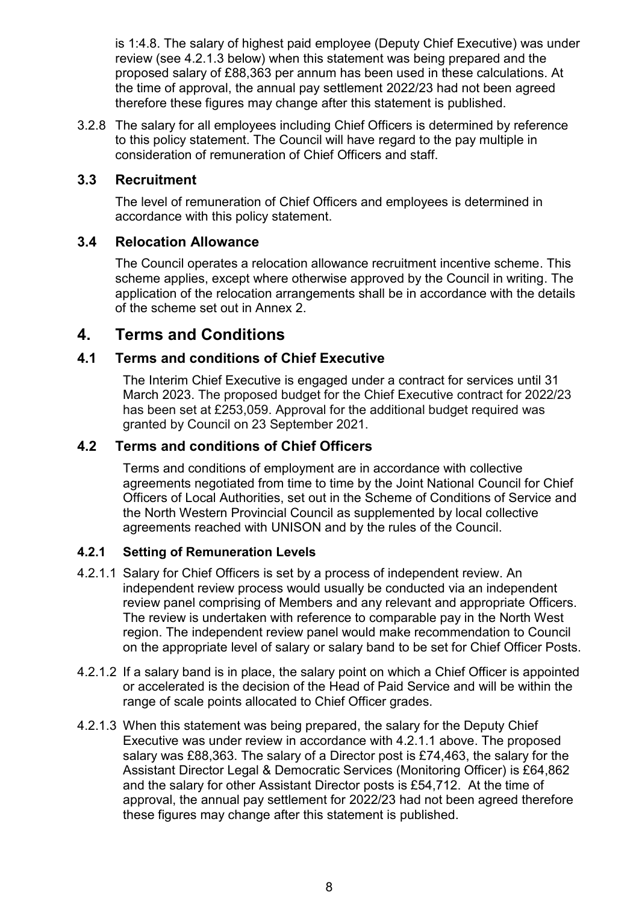is 1:4.8. The salary of highest paid employee (Deputy Chief Executive) was under review (see 4.2.1.3 below) when this statement was being prepared and the proposed salary of £88,363 per annum has been used in these calculations. At the time of approval, the annual pay settlement 2022/23 had not been agreed therefore these figures may change after this statement is published.

3.2.8 The salary for all employees including Chief Officers is determined by reference to this policy statement. The Council will have regard to the pay multiple in consideration of remuneration of Chief Officers and staff.

### 3.3 Recruitment

The level of remuneration of Chief Officers and employees is determined in accordance with this policy statement.

### 3.4 Relocation Allowance

The Council operates a relocation allowance recruitment incentive scheme. This scheme applies, except where otherwise approved by the Council in writing. The application of the relocation arrangements shall be in accordance with the details of the scheme set out in Annex 2.

## 4. Terms and Conditions

### 4.1 Terms and conditions of Chief Executive

The Interim Chief Executive is engaged under a contract for services until 31 March 2023. The proposed budget for the Chief Executive contract for 2022/23 has been set at £253,059. Approval for the additional budget required was granted by Council on 23 September 2021.

### 4.2 Terms and conditions of Chief Officers

Terms and conditions of employment are in accordance with collective agreements negotiated from time to time by the Joint National Council for Chief Officers of Local Authorities, set out in the Scheme of Conditions of Service and the North Western Provincial Council as supplemented by local collective agreements reached with UNISON and by the rules of the Council.

#### 4.2.1 Setting of Remuneration Levels

4.2.1.1 Salary for Chief Officers is set by a process of independent review. An independent review process would usually be conducted via an independent review panel comprising of Members and any relevant and appropriate Officers. The review is undertaken with reference to comparable pay in the North West region. The independent review panel would make recommendation to Council on the appropriate level of salary or salary band to be set for Chief Officer Posts.

4.2.1.2 If a salary band is in place, the salary point on which a Chief Officer is appointed or accelerated is the decision of the Head of Paid Service and will be within the range of scale points allocated to Chief Officer grades.

4.2.1.3 When this statement was being prepared, the salary for the Deputy Chief Executive was under review in accordance with 4.2.1.1 above. The proposed salary was £88,363. The salary of a Director post is £74,463, the salary for the Assistant Director Legal & Democratic Services (Monitoring Officer) is £64,862 and the salary for other Assistant Director posts is £54,712. At the time of approval, the annual pay settlement for 2022/23 had not been agreed therefore these figures may change after this statement is published.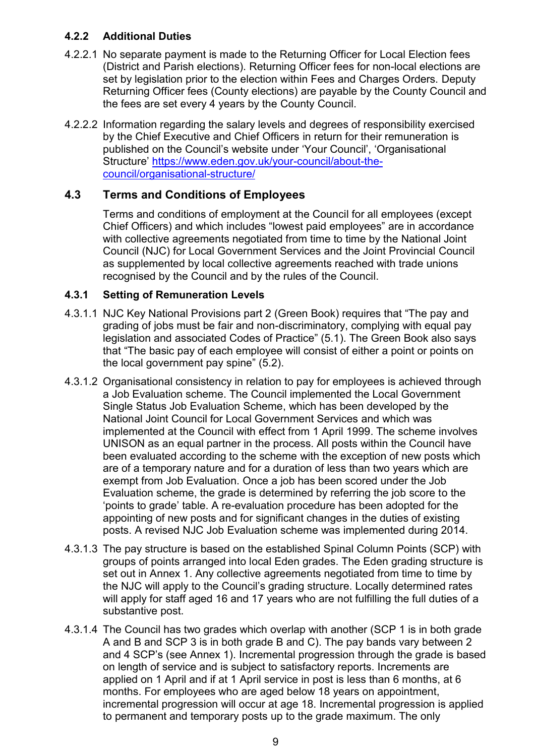### 4.2.2 Additional Duties

4.2.2.1 No separate payment is made to the Returning Officer for Local Election fees (District and Parish elections). Returning Officer fees for non-local elections are set by legislation prior to the election within Fees and Charges Orders. Deputy Returning Officer fees (County elections) are payable by the County Council and the fees are set every 4 years by the County Council.

4.2.2.2 Information regarding the salary levels and degrees of responsibility exercised by the Chief Executive and Chief Officers in return for their remuneration is published on the Council's website under 'Your Council', 'Organisational Structure' [https://www.eden.gov.uk/your-council/about-the-council/organisational-structure/](https://www.eden.gov.uk/your-council/about-the-council/organisational-structure/)

## 4.3 Terms and Conditions of Employees

Terms and conditions of employment at the Council for all employees (except Chief Officers) and which includes "lowest paid employees" are in accordance with collective agreements negotiated from time to time by the National Joint Council (NJC) for Local Government Services and the Joint Provincial Council as supplemented by local collective agreements reached with trade unions recognised by the Council and by the rules of the Council.

### 4.3.1 Setting of Remuneration Levels

4.3.1.1 NJC Key National Provisions part 2 (Green Book) requires that "The pay and grading of jobs must be fair and non-discriminatory, complying with equal pay legislation and associated Codes of Practice" (5.1). The Green Book also says that "The basic pay of each employee will consist of either a point or points on the local government pay spine" (5.2).

4.3.1.2 Organisational consistency in relation to pay for employees is achieved through a Job Evaluation scheme. The Council implemented the Local Government Single Status Job Evaluation Scheme, which has been developed by the National Joint Council for Local Government Services and which was implemented at the Council with effect from 1 April 1999. The scheme involves UNISON as an equal partner in the process. All posts within the Council have been evaluated according to the scheme with the exception of new posts which are of a temporary nature and for a duration of less than two years which are exempt from Job Evaluation. Once a job has been scored under the Job Evaluation scheme, the grade is determined by referring the job score to the 'points to grade' table. A re-evaluation procedure has been adopted for the appointing of new posts and for significant changes in the duties of existing posts. A revised NJC Job Evaluation scheme was implemented during 2014.

4.3.1.3 The pay structure is based on the established Spinal Column Points (SCP) with groups of points arranged into local Eden grades. The Eden grading structure is set out in Annex 1. Any collective agreements negotiated from time to time by the NJC will apply to the Council's grading structure. Locally determined rates will apply for staff aged 16 and 17 years who are not fulfilling the full duties of a substantive post.

4.3.1.4 The Council has two grades which overlap with another (SCP 1 is in both grade A and B and SCP 3 is in both grade B and C). The pay bands vary between 2 and 4 SCP's (see Annex 1). Incremental progression through the grade is based on length of service and is subject to satisfactory reports. Increments are applied on 1 April and if at 1 April service in post is less than 6 months, at 6 months. For employees who are aged below 18 years on appointment, incremental progression will occur at age 18. Incremental progression is applied to permanent and temporary posts up to the grade maximum. The only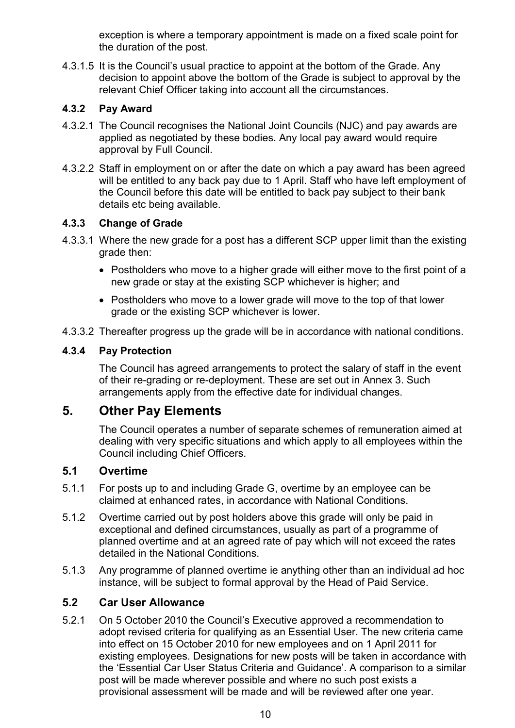exception is where a temporary appointment is made on a fixed scale point for the duration of the post.

4.3.1.5 It is the Council's usual practice to appoint at the bottom of the Grade. Any decision to appoint above the bottom of the Grade is subject to approval by the relevant Chief Officer taking into account all the circumstances.

#### 4.3.2 Pay Award

4.3.2.1 The Council recognises the National Joint Councils (NJC) and pay awards are applied as negotiated by these bodies. Any local pay award would require approval by Full Council.

4.3.2.2 Staff in employment on or after the date on which a pay award has been agreed will be entitled to any back pay due to 1 April. Staff who have left employment of the Council before this date will be entitled to back pay subject to their bank details etc being available.

#### 4.3.3 Change of Grade

4.3.3.1 Where the new grade for a post has a different SCP upper limit than the existing grade then:

- Postholders who move to a higher grade will either move to the first point of a new grade or stay at the existing SCP whichever is higher; and
- Postholders who move to a lower grade will move to the top of that lower grade or the existing SCP whichever is lower.

4.3.3.2 Thereafter progress up the grade will be in accordance with national conditions.

#### 4.3.4 Pay Protection

The Council has agreed arrangements to protect the salary of staff in the event of their re-grading or re-deployment. These are set out in Annex 3. Such arrangements apply from the effective date for individual changes.

## 5. Other Pay Elements

The Council operates a number of separate schemes of remuneration aimed at dealing with very specific situations and which apply to all employees within the Council including Chief Officers.

### 5.1 Overtime

5.1.1 For posts up to and including Grade G, overtime by an employee can be claimed at enhanced rates, in accordance with National Conditions.

5.1.2 Overtime carried out by post holders above this grade will only be paid in exceptional and defined circumstances, usually as part of a programme of planned overtime and at an agreed rate of pay which will not exceed the rates detailed in the National Conditions.

5.1.3 Any programme of planned overtime ie anything other than an individual ad hoc instance, will be subject to formal approval by the Head of Paid Service.

### 5.2 Car User Allowance

5.2.1 On 5 October 2010 the Council's Executive approved a recommendation to adopt revised criteria for qualifying as an Essential User. The new criteria came into effect on 15 October 2010 for new employees and on 1 April 2011 for existing employees. Designations for new posts will be taken in accordance with the 'Essential Car User Status Criteria and Guidance'. A comparison to a similar post will be made wherever possible and where no such post exists a provisional assessment will be made and will be reviewed after one year.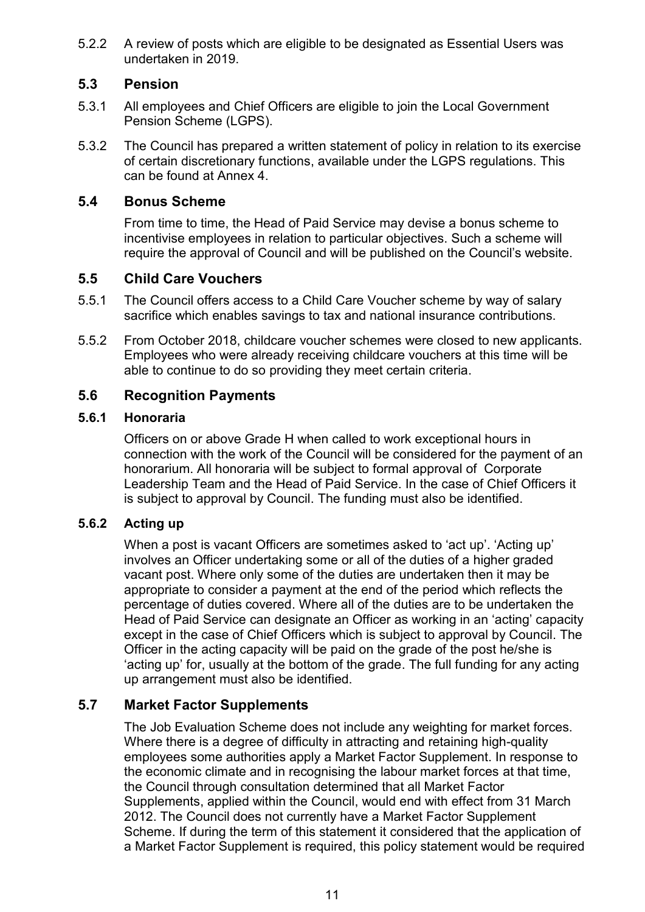5.2.2 A review of posts which are eligible to be designated as Essential Users was undertaken in 2019.

## 5.3 Pension

5.3.1 All employees and Chief Officers are eligible to join the Local Government Pension Scheme (LGPS).

5.3.2 The Council has prepared a written statement of policy in relation to its exercise of certain discretionary functions, available under the LGPS regulations. This can be found at Annex 4.

## 5.4 Bonus Scheme

From time to time, the Head of Paid Service may devise a bonus scheme to incentivise employees in relation to particular objectives. Such a scheme will require the approval of Council and will be published on the Council's website.

## 5.5 Child Care Vouchers

5.5.1 The Council offers access to a Child Care Voucher scheme by way of salary sacrifice which enables savings to tax and national insurance contributions.

5.5.2 From October 2018, childcare voucher schemes were closed to new applicants. Employees who were already receiving childcare vouchers at this time will be able to continue to do so providing they meet certain criteria.

## 5.6 Recognition Payments

### 5.6.1 Honoraria

Officers on or above Grade H when called to work exceptional hours in connection with the work of the Council will be considered for the payment of an honorarium. All honoraria will be subject to formal approval of Corporate Leadership Team and the Head of Paid Service. In the case of Chief Officers it is subject to approval by Council. The funding must also be identified.

### 5.6.2 Acting up

When a post is vacant Officers are sometimes asked to 'act up'. 'Acting up' involves an Officer undertaking some or all of the duties of a higher graded vacant post. Where only some of the duties are undertaken then it may be appropriate to consider a payment at the end of the period which reflects the percentage of duties covered. Where all of the duties are to be undertaken the Head of Paid Service can designate an Officer as working in an 'acting' capacity except in the case of Chief Officers which is subject to approval by Council. The Officer in the acting capacity will be paid on the grade of the post he/she is 'acting up' for, usually at the bottom of the grade. The full funding for any acting up arrangement must also be identified.

## 5.7 Market Factor Supplements

The Job Evaluation Scheme does not include any weighting for market forces. Where there is a degree of difficulty in attracting and retaining high-quality employees some authorities apply a Market Factor Supplement. In response to the economic climate and in recognising the labour market forces at that time, the Council through consultation determined that all Market Factor Supplements, applied within the Council, would end with effect from 31 March 2012. The Council does not currently have a Market Factor Supplement Scheme. If during the term of this statement it considered that the application of a Market Factor Supplement is required, this policy statement would be required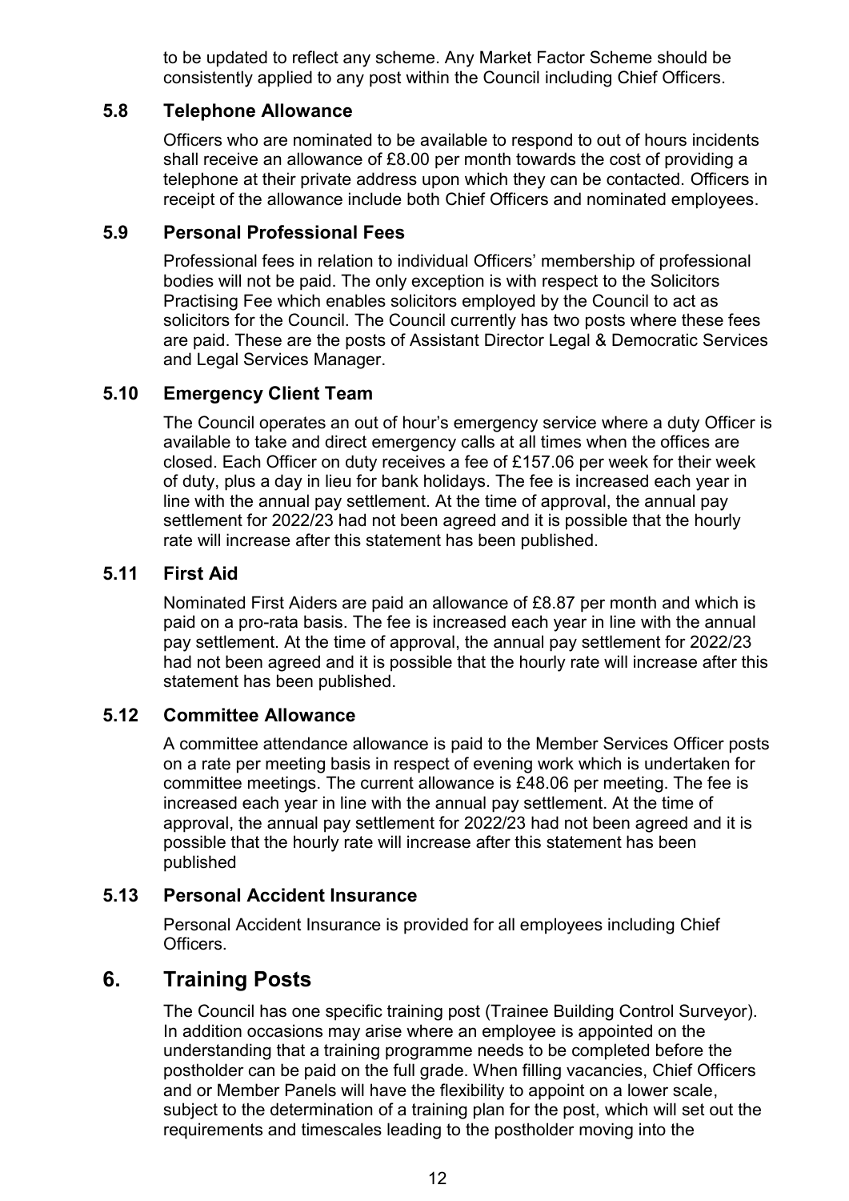to be updated to reflect any scheme. Any Market Factor Scheme should be consistently applied to any post within the Council including Chief Officers.

### 5.8 Telephone Allowance

Officers who are nominated to be available to respond to out of hours incidents shall receive an allowance of £8.00 per month towards the cost of providing a telephone at their private address upon which they can be contacted. Officers in receipt of the allowance include both Chief Officers and nominated employees.

### 5.9 Personal Professional Fees

Professional fees in relation to individual Officers' membership of professional bodies will not be paid. The only exception is with respect to the Solicitors Practising Fee which enables solicitors employed by the Council to act as solicitors for the Council. The Council currently has two posts where these fees are paid. These are the posts of Assistant Director Legal & Democratic Services and Legal Services Manager.

### 5.10 Emergency Client Team

The Council operates an out of hour's emergency service where a duty Officer is available to take and direct emergency calls at all times when the offices are closed. Each Officer on duty receives a fee of £157.06 per week for their week of duty, plus a day in lieu for bank holidays. The fee is increased each year in line with the annual pay settlement. At the time of approval, the annual pay settlement for 2022/23 had not been agreed and it is possible that the hourly rate will increase after this statement has been published.

### 5.11 First Aid

Nominated First Aiders are paid an allowance of £8.87 per month and which is paid on a pro-rata basis. The fee is increased each year in line with the annual pay settlement. At the time of approval, the annual pay settlement for 2022/23 had not been agreed and it is possible that the hourly rate will increase after this statement has been published.

### 5.12 Committee Allowance

A committee attendance allowance is paid to the Member Services Officer posts on a rate per meeting basis in respect of evening work which is undertaken for committee meetings. The current allowance is £48.06 per meeting. The fee is increased each year in line with the annual pay settlement. At the time of approval, the annual pay settlement for 2022/23 had not been agreed and it is possible that the hourly rate will increase after this statement has been published

### 5.13 Personal Accident Insurance

Personal Accident Insurance is provided for all employees including Chief Officers.

## 6. Training Posts

The Council has one specific training post (Trainee Building Control Surveyor). In addition occasions may arise where an employee is appointed on the understanding that a training programme needs to be completed before the postholder can be paid on the full grade. When filling vacancies, Chief Officers and or Member Panels will have the flexibility to appoint on a lower scale, subject to the determination of a training plan for the post, which will set out the requirements and timescales leading to the postholder moving into the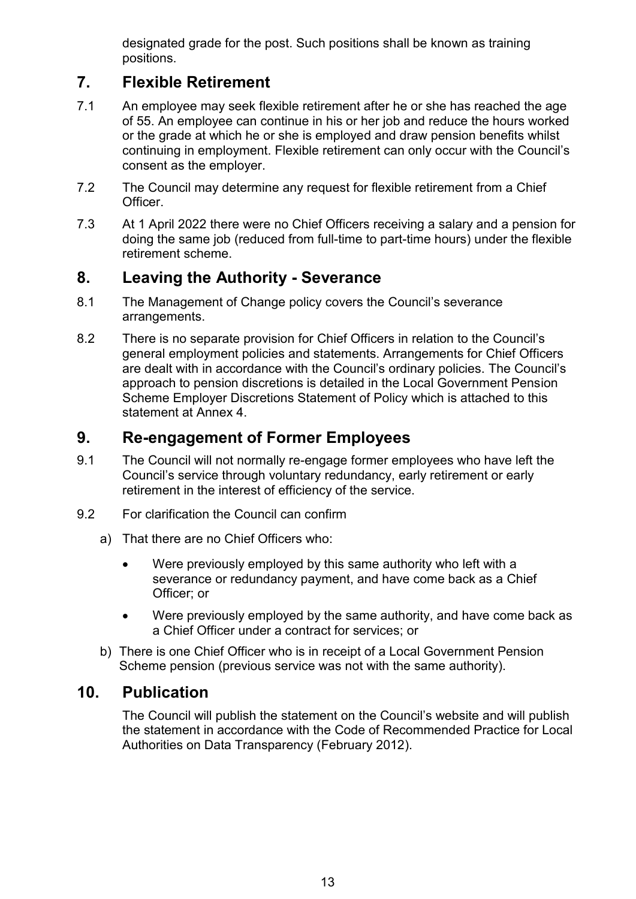designated grade for the post. Such positions shall be known as training positions.

## 7. Flexible Retirement

7.1 An employee may seek flexible retirement after he or she has reached the age of 55. An employee can continue in his or her job and reduce the hours worked or the grade at which he or she is employed and draw pension benefits whilst continuing in employment. Flexible retirement can only occur with the Council's consent as the employer.

7.2 The Council may determine any request for flexible retirement from a Chief Officer.

7.3 At 1 April 2022 there were no Chief Officers receiving a salary and a pension for doing the same job (reduced from full-time to part-time hours) under the flexible retirement scheme.

## 8. Leaving the Authority - Severance

8.1 The Management of Change policy covers the Council's severance arrangements.

8.2 There is no separate provision for Chief Officers in relation to the Council's general employment policies and statements. Arrangements for Chief Officers are dealt with in accordance with the Council's ordinary policies. The Council's approach to pension discretions is detailed in the Local Government Pension Scheme Employer Discretions Statement of Policy which is attached to this statement at Annex 4.

## 9. Re-engagement of Former Employees

9.1 The Council will not normally re-engage former employees who have left the Council's service through voluntary redundancy, early retirement or early retirement in the interest of efficiency of the service.

9.2 For clarification the Council can confirm

a) That there are no Chief Officers who:

- Were previously employed by this same authority who left with a severance or redundancy payment, and have come back as a Chief Officer; or
- Were previously employed by the same authority, and have come back as a Chief Officer under a contract for services; or

b) There is one Chief Officer who is in receipt of a Local Government Pension Scheme pension (previous service was not with the same authority).

## 10. Publication

The Council will publish the statement on the Council's website and will publish the statement in accordance with the Code of Recommended Practice for Local Authorities on Data Transparency (February 2012).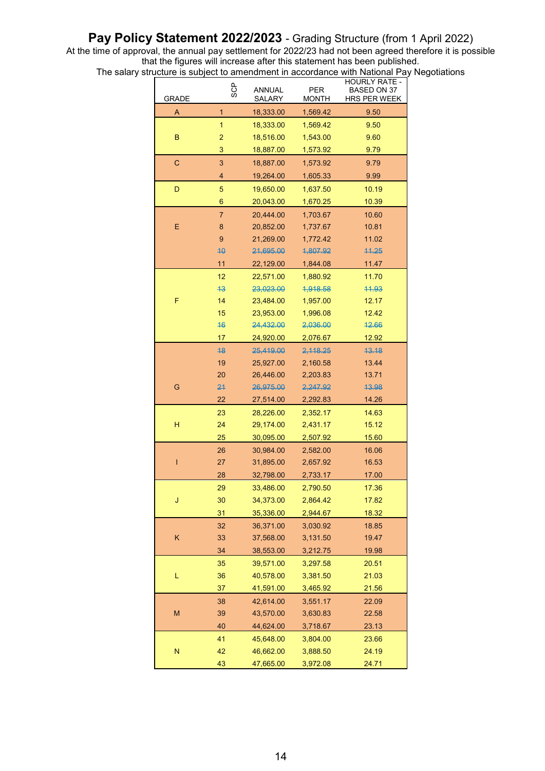# **Pay Policy Statement 2022/2023** - Grading Structure (from 1 April 2022)

At the time of approval, the annual pay settlement for 2022/23 had not been agreed therefore it is possible that the figures will increase after this statement has been published.

The salary structure is subject to amendment in accordance with National Pay Negotiations

| GRADE | SCP | ANNUAL SALARY | PER MONTH | HOURLY RATE - BASED ON 37 HRS PER WEEK |
|---|---|---|---|---|
| A | 1 | 18,333.00 | 1,569.42 | 9.50 |
| B | 1 | 18,333.00 | 1,569.42 | 9.50 |
| | 2 | 18,516.00 | 1,543.00 | 9.60 |
| | 3 | 18,887.00 | 1,573.92 | 9.79 |
| C | 3 | 18,887.00 | 1,573.92 | 9.79 |
| | 4 | 19,264.00 | 1,605.33 | 9.99 |
| D | 5 | 19,650.00 | 1,637.50 | 10.19 |
| | 6 | 20,043.00 | 1,670.25 | 10.39 |
| E | 7 | 20,444.00 | 1,703.67 | 10.60 |
| | 8 | 20,852.00 | 1,737.67 | 10.81 |
| | 9 | 21,269.00 | 1,772.42 | 11.02 |
| | ~~10~~ | ~~21,695.00~~ | ~~1,807.92~~ | ~~11.25~~ |
| | 11 | 22,129.00 | 1,844.08 | 11.47 |
| F | 12 | 22,571.00 | 1,880.92 | 11.70 |
| | ~~13~~ | ~~23,023.00~~ | ~~1,918.58~~ | ~~11.93~~ |
| | 14 | 23,484.00 | 1,957.00 | 12.17 |
| | 15 | 23,953.00 | 1,996.08 | 12.42 |
| | ~~16~~ | ~~24,432.00~~ | ~~2,036.00~~ | ~~12.66~~ |
| | 17 | 24,920.00 | 2,076.67 | 12.92 |
| G | ~~18~~ | ~~25,419.00~~ | ~~2,118.25~~ | ~~13.18~~ |
| | 19 | 25,927.00 | 2,160.58 | 13.44 |
| | 20 | 26,446.00 | 2,203.83 | 13.71 |
| | ~~21~~ | ~~26,975.00~~ | ~~2,247.92~~ | ~~13.98~~ |
| | 22 | 27,514.00 | 2,292.83 | 14.26 |
| H | 23 | 28,226.00 | 2,352.17 | 14.63 |
| | 24 | 29,174.00 | 2,431.17 | 15.12 |
| | 25 | 30,095.00 | 2,507.92 | 15.60 |
| I | 26 | 30,984.00 | 2,582.00 | 16.06 |
| | 27 | 31,895.00 | 2,657.92 | 16.53 |
| | 28 | 32,798.00 | 2,733.17 | 17.00 |
| J | 29 | 33,486.00 | 2,790.50 | 17.36 |
| | 30 | 34,373.00 | 2,864.42 | 17.82 |
| | 31 | 35,336.00 | 2,944.67 | 18.32 |
| K | 32 | 36,371.00 | 3,030.92 | 18.85 |
| | 33 | 37,568.00 | 3,131.50 | 19.47 |
| | 34 | 38,553.00 | 3,212.75 | 19.98 |
| L | 35 | 39,571.00 | 3,297.58 | 20.51 |
| | 36 | 40,578.00 | 3,381.50 | 21.03 |
| | 37 | 41,591.00 | 3,465.92 | 21.56 |
| M | 38 | 42,614.00 | 3,551.17 | 22.09 |
| | 39 | 43,570.00 | 3,630.83 | 22.58 |
| | 40 | 44,624.00 | 3,718.67 | 23.13 |
| N | 41 | 45,648.00 | 3,804.00 | 23.66 |
| | 42 | 46,662.00 | 3,888.50 | 24.19 |
| | 43 | 47,665.00 | 3,972.08 | 24.71 |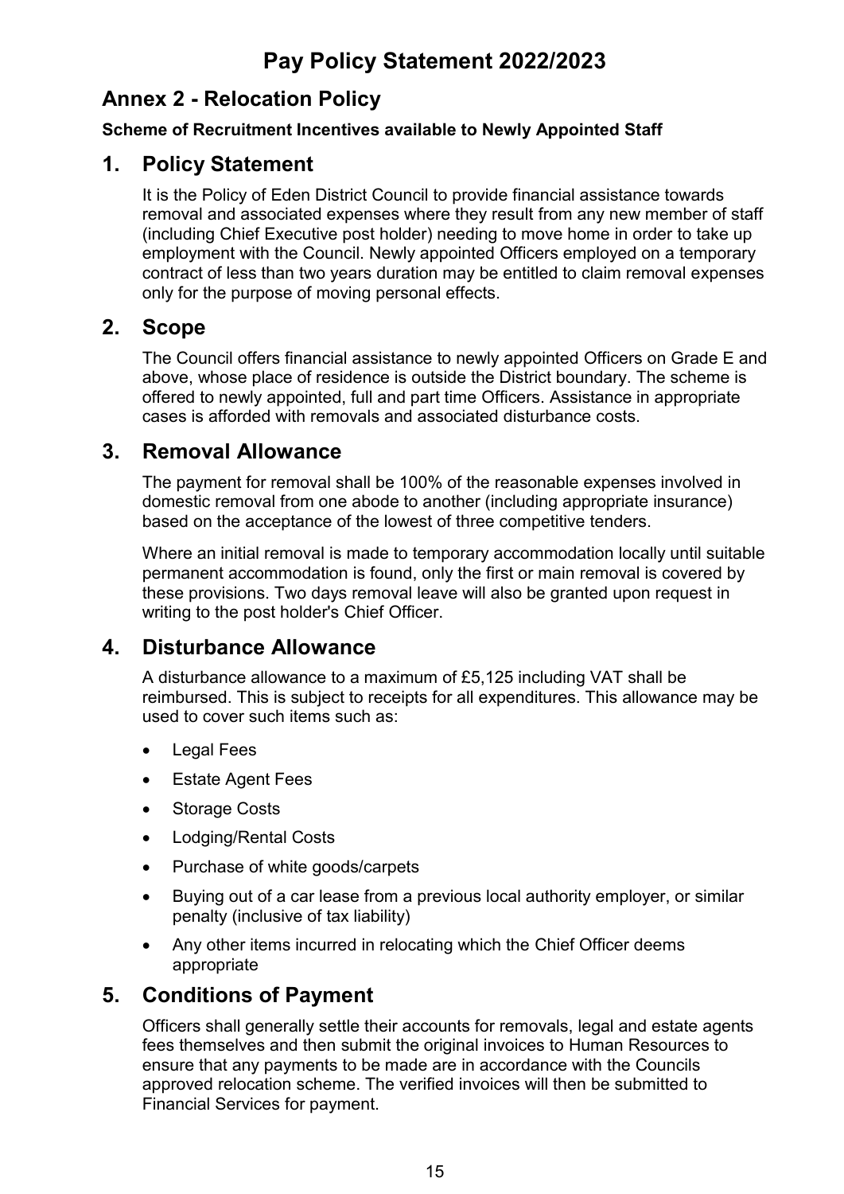# Pay Policy Statement 2022/2023

## Annex 2 - Relocation Policy

**Scheme of Recruitment Incentives available to Newly Appointed Staff**

## 1. Policy Statement

It is the Policy of Eden District Council to provide financial assistance towards removal and associated expenses where they result from any new member of staff (including Chief Executive post holder) needing to move home in order to take up employment with the Council. Newly appointed Officers employed on a temporary contract of less than two years duration may be entitled to claim removal expenses only for the purpose of moving personal effects.

## 2. Scope

The Council offers financial assistance to newly appointed Officers on Grade E and above, whose place of residence is outside the District boundary. The scheme is offered to newly appointed, full and part time Officers. Assistance in appropriate cases is afforded with removals and associated disturbance costs.

## 3. Removal Allowance

The payment for removal shall be 100% of the reasonable expenses involved in domestic removal from one abode to another (including appropriate insurance) based on the acceptance of the lowest of three competitive tenders.

Where an initial removal is made to temporary accommodation locally until suitable permanent accommodation is found, only the first or main removal is covered by these provisions. Two days removal leave will also be granted upon request in writing to the post holder's Chief Officer.

## 4. Disturbance Allowance

A disturbance allowance to a maximum of £5,125 including VAT shall be reimbursed. This is subject to receipts for all expenditures. This allowance may be used to cover such items such as:

- Legal Fees
- Estate Agent Fees
- Storage Costs
- Lodging/Rental Costs
- Purchase of white goods/carpets
- Buying out of a car lease from a previous local authority employer, or similar penalty (inclusive of tax liability)
- Any other items incurred in relocating which the Chief Officer deems appropriate

## 5. Conditions of Payment

Officers shall generally settle their accounts for removals, legal and estate agents fees themselves and then submit the original invoices to Human Resources to ensure that any payments to be made are in accordance with the Councils approved relocation scheme. The verified invoices will then be submitted to Financial Services for payment.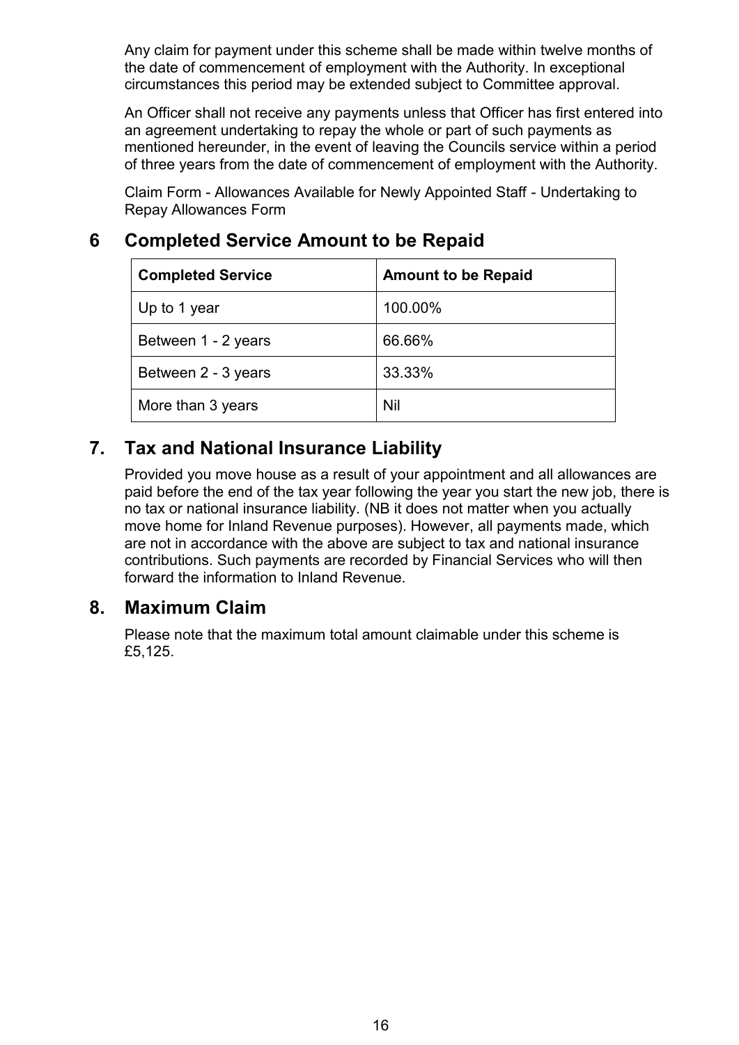Any claim for payment under this scheme shall be made within twelve months of the date of commencement of employment with the Authority. In exceptional circumstances this period may be extended subject to Committee approval.

An Officer shall not receive any payments unless that Officer has first entered into an agreement undertaking to repay the whole or part of such payments as mentioned hereunder, in the event of leaving the Councils service within a period of three years from the date of commencement of employment with the Authority.

Claim Form - Allowances Available for Newly Appointed Staff - Undertaking to Repay Allowances Form

## 6 Completed Service Amount to be Repaid

| Completed Service | Amount to be Repaid |
|---|---|
| Up to 1 year | 100.00% |
| Between 1 - 2 years | 66.66% |
| Between 2 - 3 years | 33.33% |
| More than 3 years | Nil |

## 7. Tax and National Insurance Liability

Provided you move house as a result of your appointment and all allowances are paid before the end of the tax year following the year you start the new job, there is no tax or national insurance liability. (NB it does not matter when you actually move home for Inland Revenue purposes). However, all payments made, which are not in accordance with the above are subject to tax and national insurance contributions. Such payments are recorded by Financial Services who will then forward the information to Inland Revenue.

## 8. Maximum Claim

Please note that the maximum total amount claimable under this scheme is £5,125.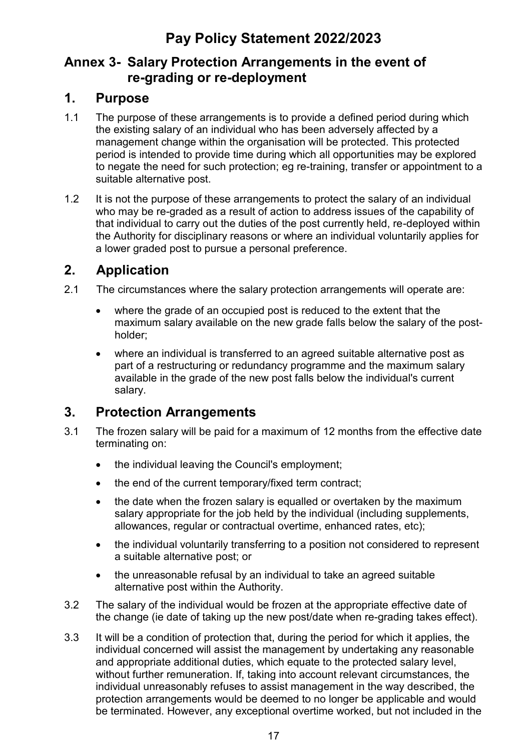# Pay Policy Statement 2022/2023

## Annex 3- Salary Protection Arrangements in the event of re-grading or re-deployment

## 1. Purpose

1.1 The purpose of these arrangements is to provide a defined period during which the existing salary of an individual who has been adversely affected by a management change within the organisation will be protected. This protected period is intended to provide time during which all opportunities may be explored to negate the need for such protection; eg re-training, transfer or appointment to a suitable alternative post.

1.2 It is not the purpose of these arrangements to protect the salary of an individual who may be re-graded as a result of action to address issues of the capability of that individual to carry out the duties of the post currently held, re-deployed within the Authority for disciplinary reasons or where an individual voluntarily applies for a lower graded post to pursue a personal preference.

## 2. Application

2.1 The circumstances where the salary protection arrangements will operate are:

- where the grade of an occupied post is reduced to the extent that the maximum salary available on the new grade falls below the salary of the post-holder;
- where an individual is transferred to an agreed suitable alternative post as part of a restructuring or redundancy programme and the maximum salary available in the grade of the new post falls below the individual's current salary.

## 3. Protection Arrangements

3.1 The frozen salary will be paid for a maximum of 12 months from the effective date terminating on:

- the individual leaving the Council's employment;
- the end of the current temporary/fixed term contract;
- the date when the frozen salary is equalled or overtaken by the maximum salary appropriate for the job held by the individual (including supplements, allowances, regular or contractual overtime, enhanced rates, etc);
- the individual voluntarily transferring to a position not considered to represent a suitable alternative post; or
- the unreasonable refusal by an individual to take an agreed suitable alternative post within the Authority.

3.2 The salary of the individual would be frozen at the appropriate effective date of the change (ie date of taking up the new post/date when re-grading takes effect).

3.3 It will be a condition of protection that, during the period for which it applies, the individual concerned will assist the management by undertaking any reasonable and appropriate additional duties, which equate to the protected salary level, without further remuneration. If, taking into account relevant circumstances, the individual unreasonably refuses to assist management in the way described, the protection arrangements would be deemed to no longer be applicable and would be terminated. However, any exceptional overtime worked, but not included in the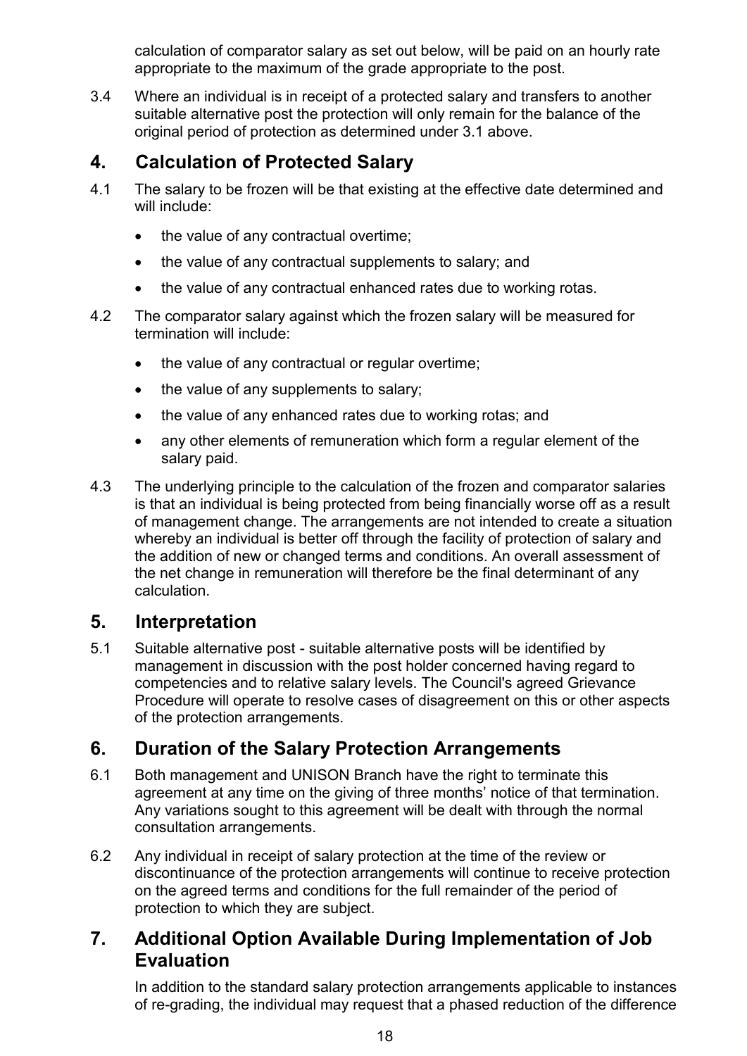calculation of comparator salary as set out below, will be paid on an hourly rate appropriate to the maximum of the grade appropriate to the post.

3.4 Where an individual is in receipt of a protected salary and transfers to another suitable alternative post the protection will only remain for the balance of the original period of protection as determined under 3.1 above.

## 4. Calculation of Protected Salary

4.1 The salary to be frozen will be that existing at the effective date determined and will include:

- the value of any contractual overtime;
- the value of any contractual supplements to salary; and
- the value of any contractual enhanced rates due to working rotas.

4.2 The comparator salary against which the frozen salary will be measured for termination will include:

- the value of any contractual or regular overtime;
- the value of any supplements to salary;
- the value of any enhanced rates due to working rotas; and
- any other elements of remuneration which form a regular element of the salary paid.

4.3 The underlying principle to the calculation of the frozen and comparator salaries is that an individual is being protected from being financially worse off as a result of management change. The arrangements are not intended to create a situation whereby an individual is better off through the facility of protection of salary and the addition of new or changed terms and conditions. An overall assessment of the net change in remuneration will therefore be the final determinant of any calculation.

## 5. Interpretation

5.1 Suitable alternative post - suitable alternative posts will be identified by management in discussion with the post holder concerned having regard to competencies and to relative salary levels. The Council's agreed Grievance Procedure will operate to resolve cases of disagreement on this or other aspects of the protection arrangements.

## 6. Duration of the Salary Protection Arrangements

6.1 Both management and UNISON Branch have the right to terminate this agreement at any time on the giving of three months' notice of that termination. Any variations sought to this agreement will be dealt with through the normal consultation arrangements.

6.2 Any individual in receipt of salary protection at the time of the review or discontinuance of the protection arrangements will continue to receive protection on the agreed terms and conditions for the full remainder of the period of protection to which they are subject.

## 7. Additional Option Available During Implementation of Job Evaluation

In addition to the standard salary protection arrangements applicable to instances of re-grading, the individual may request that a phased reduction of the difference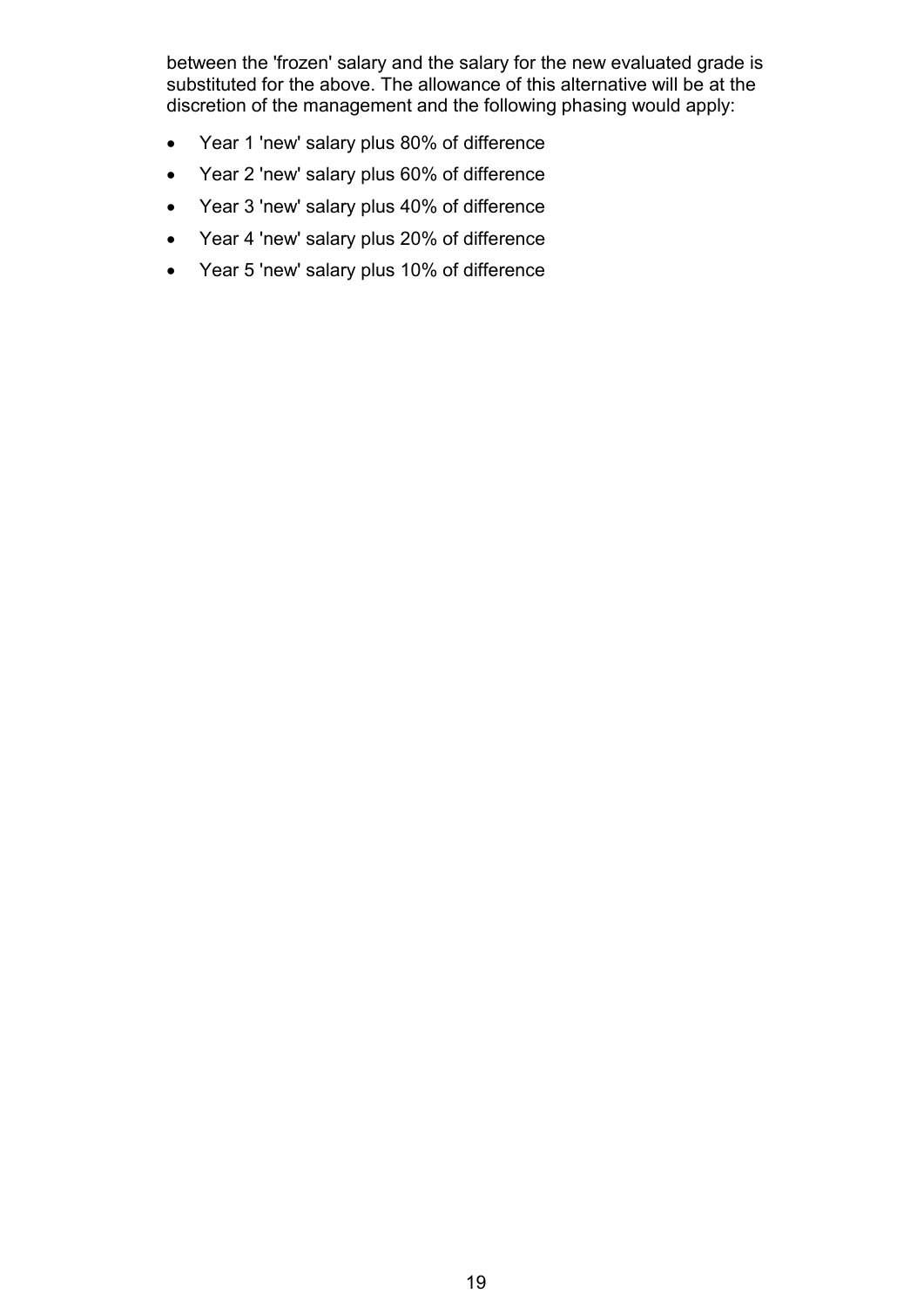between the 'frozen' salary and the salary for the new evaluated grade is substituted for the above. The allowance of this alternative will be at the discretion of the management and the following phasing would apply:

- Year 1 'new' salary plus 80% of difference
- Year 2 'new' salary plus 60% of difference
- Year 3 'new' salary plus 40% of difference
- Year 4 'new' salary plus 20% of difference
- Year 5 'new' salary plus 10% of difference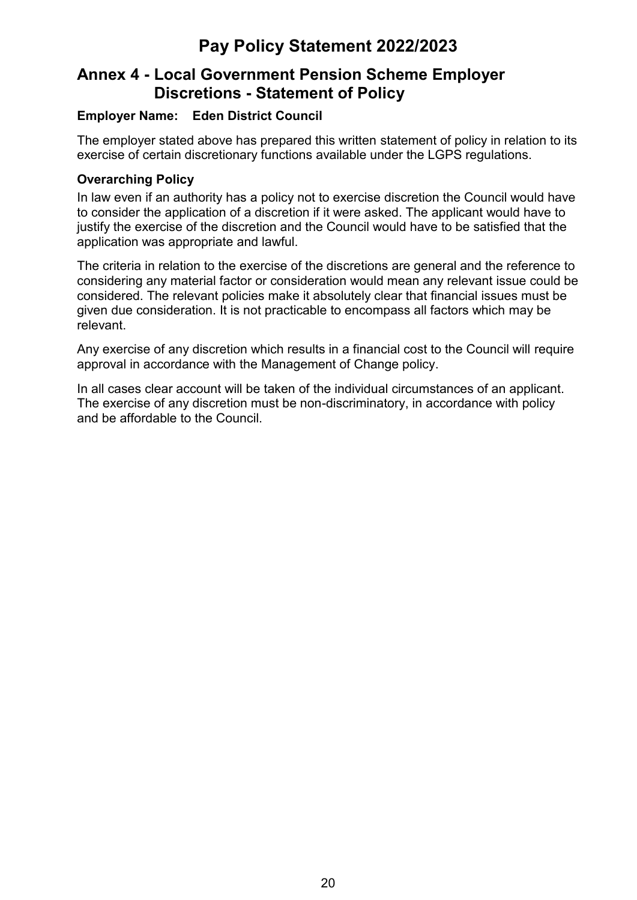# Pay Policy Statement 2022/2023

## Annex 4 - Local Government Pension Scheme Employer Discretions - Statement of Policy

**Employer Name: Eden District Council**

The employer stated above has prepared this written statement of policy in relation to its exercise of certain discretionary functions available under the LGPS regulations.

### Overarching Policy

In law even if an authority has a policy not to exercise discretion the Council would have to consider the application of a discretion if it were asked. The applicant would have to justify the exercise of the discretion and the Council would have to be satisfied that the application was appropriate and lawful.

The criteria in relation to the exercise of the discretions are general and the reference to considering any material factor or consideration would mean any relevant issue could be considered. The relevant policies make it absolutely clear that financial issues must be given due consideration. It is not practicable to encompass all factors which may be relevant.

Any exercise of any discretion which results in a financial cost to the Council will require approval in accordance with the Management of Change policy.

In all cases clear account will be taken of the individual circumstances of an applicant. The exercise of any discretion must be non-discriminatory, in accordance with policy and be affordable to the Council.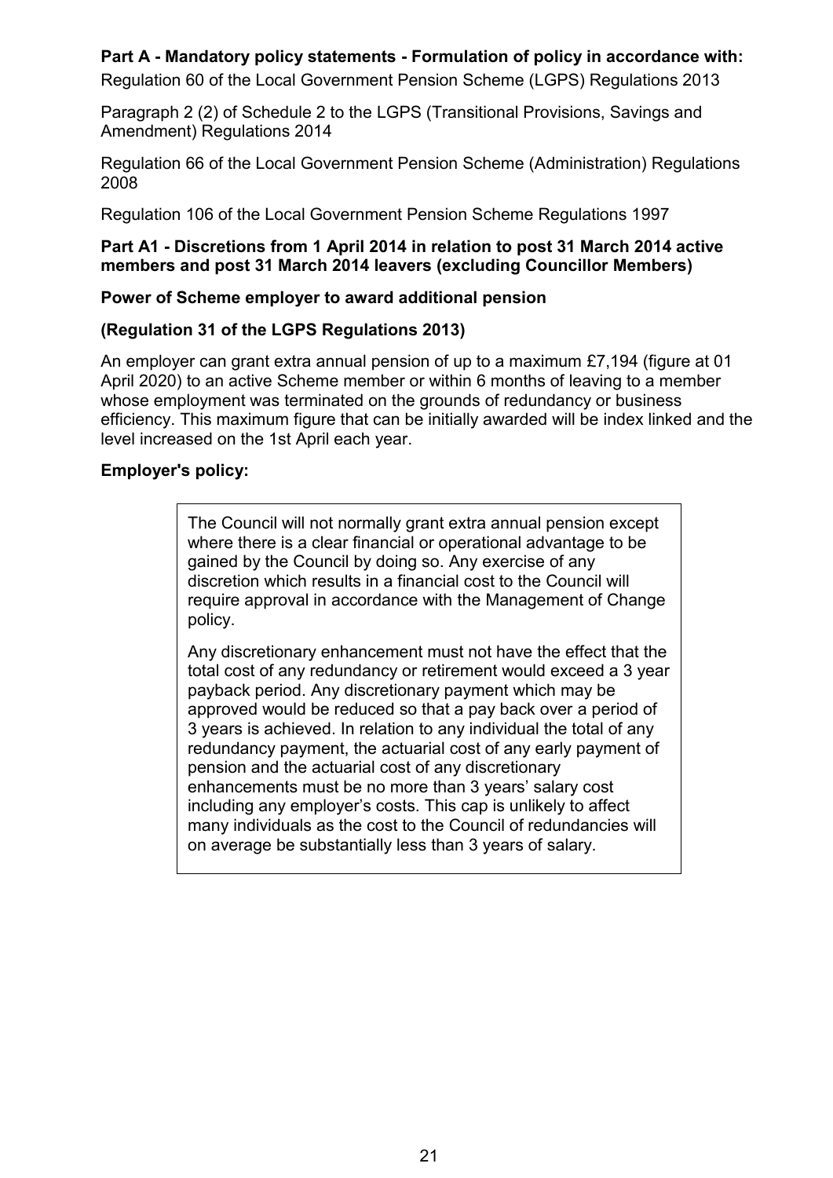**Part A - Mandatory policy statements - Formulation of policy in accordance with:**

Regulation 60 of the Local Government Pension Scheme (LGPS) Regulations 2013

Paragraph 2 (2) of Schedule 2 to the LGPS (Transitional Provisions, Savings and Amendment) Regulations 2014

Regulation 66 of the Local Government Pension Scheme (Administration) Regulations 2008

Regulation 106 of the Local Government Pension Scheme Regulations 1997

**Part A1 - Discretions from 1 April 2014 in relation to post 31 March 2014 active members and post 31 March 2014 leavers (excluding Councillor Members)**

**Power of Scheme employer to award additional pension**

**(Regulation 31 of the LGPS Regulations 2013)**

An employer can grant extra annual pension of up to a maximum £7,194 (figure at 01 April 2020) to an active Scheme member or within 6 months of leaving to a member whose employment was terminated on the grounds of redundancy or business efficiency. This maximum figure that can be initially awarded will be index linked and the level increased on the 1st April each year.

**Employer's policy:**

The Council will not normally grant extra annual pension except where there is a clear financial or operational advantage to be gained by the Council by doing so. Any exercise of any discretion which results in a financial cost to the Council will require approval in accordance with the Management of Change policy.

Any discretionary enhancement must not have the effect that the total cost of any redundancy or retirement would exceed a 3 year payback period. Any discretionary payment which may be approved would be reduced so that a pay back over a period of 3 years is achieved. In relation to any individual the total of any redundancy payment, the actuarial cost of any early payment of pension and the actuarial cost of any discretionary enhancements must be no more than 3 years' salary cost including any employer's costs. This cap is unlikely to affect many individuals as the cost to the Council of redundancies will on average be substantially less than 3 years of salary.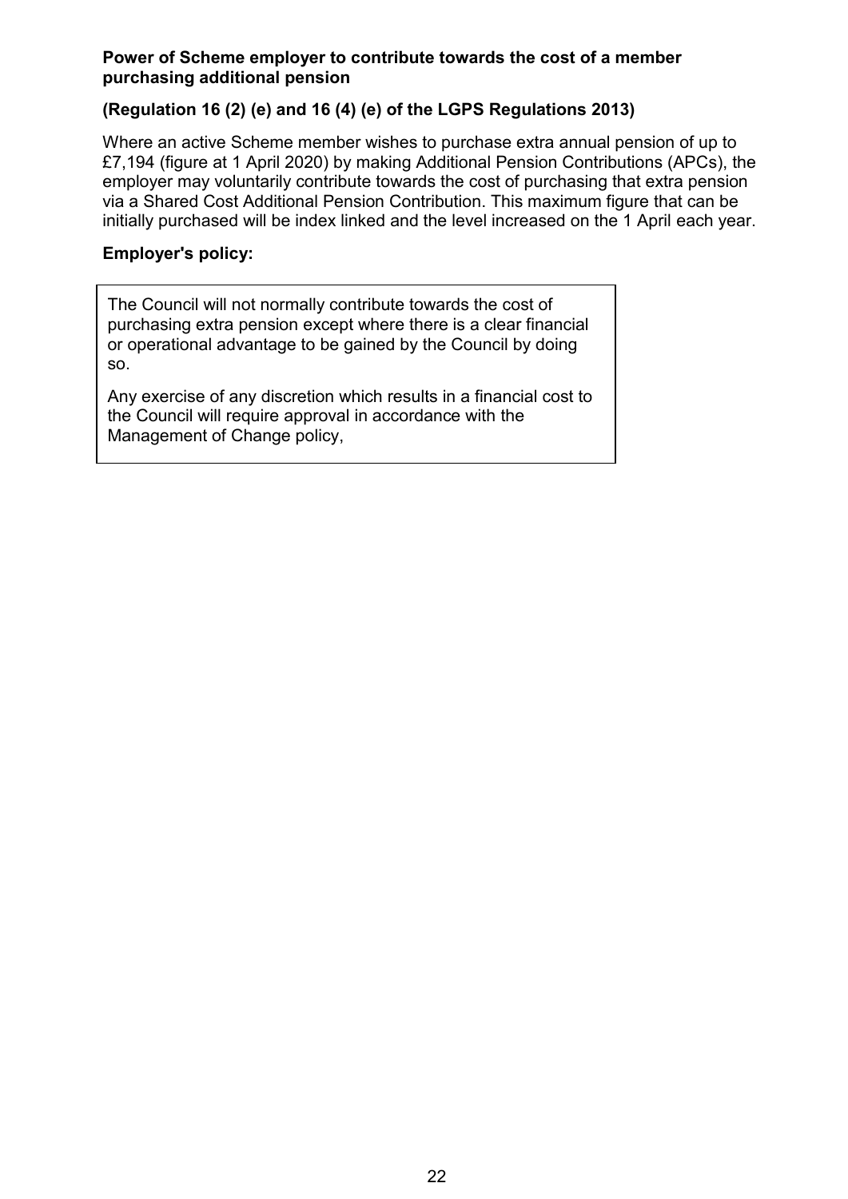**Power of Scheme employer to contribute towards the cost of a member purchasing additional pension**

**(Regulation 16 (2) (e) and 16 (4) (e) of the LGPS Regulations 2013)**

Where an active Scheme member wishes to purchase extra annual pension of up to £7,194 (figure at 1 April 2020) by making Additional Pension Contributions (APCs), the employer may voluntarily contribute towards the cost of purchasing that extra pension via a Shared Cost Additional Pension Contribution. This maximum figure that can be initially purchased will be index linked and the level increased on the 1 April each year.

**Employer's policy:**

The Council will not normally contribute towards the cost of purchasing extra pension except where there is a clear financial or operational advantage to be gained by the Council by doing so.

Any exercise of any discretion which results in a financial cost to the Council will require approval in accordance with the Management of Change policy,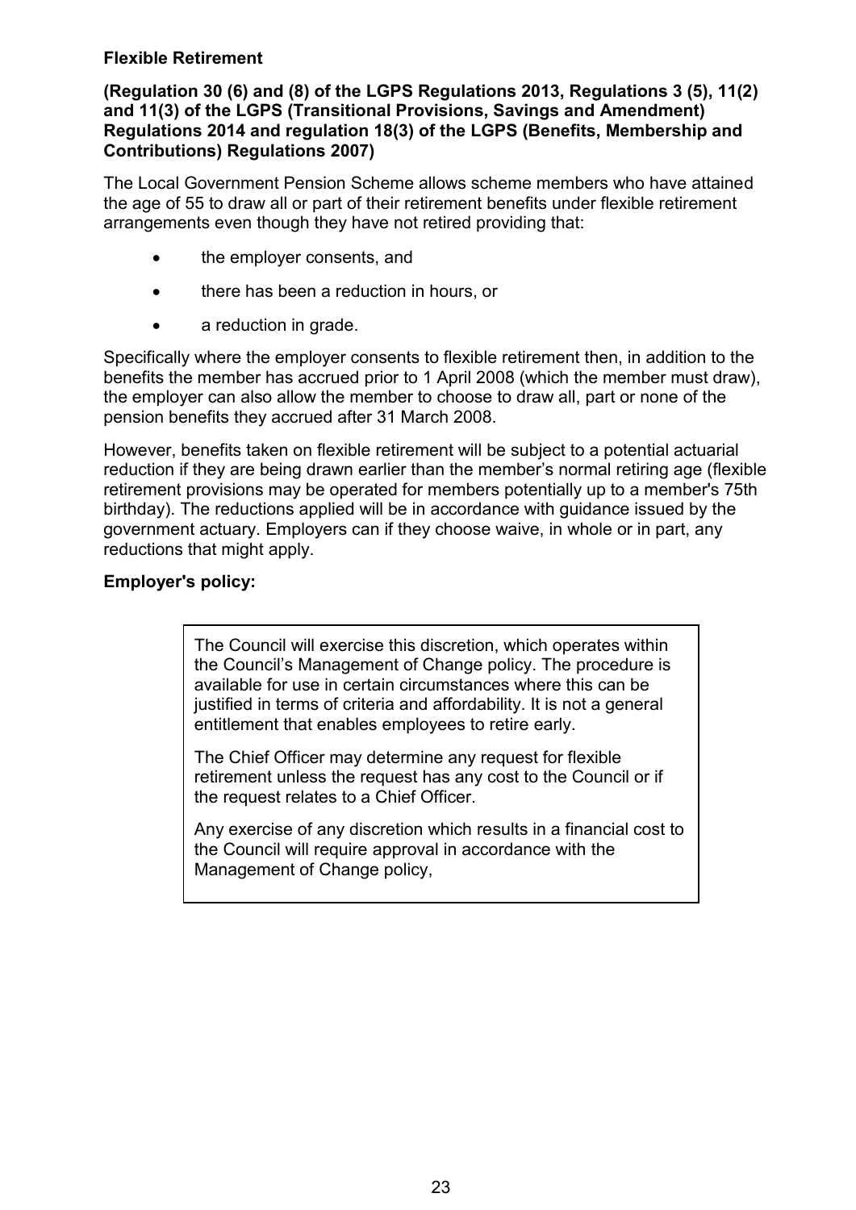**Flexible Retirement**

**(Regulation 30 (6) and (8) of the LGPS Regulations 2013, Regulations 3 (5), 11(2) and 11(3) of the LGPS (Transitional Provisions, Savings and Amendment) Regulations 2014 and regulation 18(3) of the LGPS (Benefits, Membership and Contributions) Regulations 2007)**

The Local Government Pension Scheme allows scheme members who have attained the age of 55 to draw all or part of their retirement benefits under flexible retirement arrangements even though they have not retired providing that:

- the employer consents, and
- there has been a reduction in hours, or
- a reduction in grade.

Specifically where the employer consents to flexible retirement then, in addition to the benefits the member has accrued prior to 1 April 2008 (which the member must draw), the employer can also allow the member to choose to draw all, part or none of the pension benefits they accrued after 31 March 2008.

However, benefits taken on flexible retirement will be subject to a potential actuarial reduction if they are being drawn earlier than the member's normal retiring age (flexible retirement provisions may be operated for members potentially up to a member's 75th birthday). The reductions applied will be in accordance with guidance issued by the government actuary. Employers can if they choose waive, in whole or in part, any reductions that might apply.

**Employer's policy:**

The Council will exercise this discretion, which operates within the Council's Management of Change policy. The procedure is available for use in certain circumstances where this can be justified in terms of criteria and affordability. It is not a general entitlement that enables employees to retire early.

The Chief Officer may determine any request for flexible retirement unless the request has any cost to the Council or if the request relates to a Chief Officer.

Any exercise of any discretion which results in a financial cost to the Council will require approval in accordance with the Management of Change policy,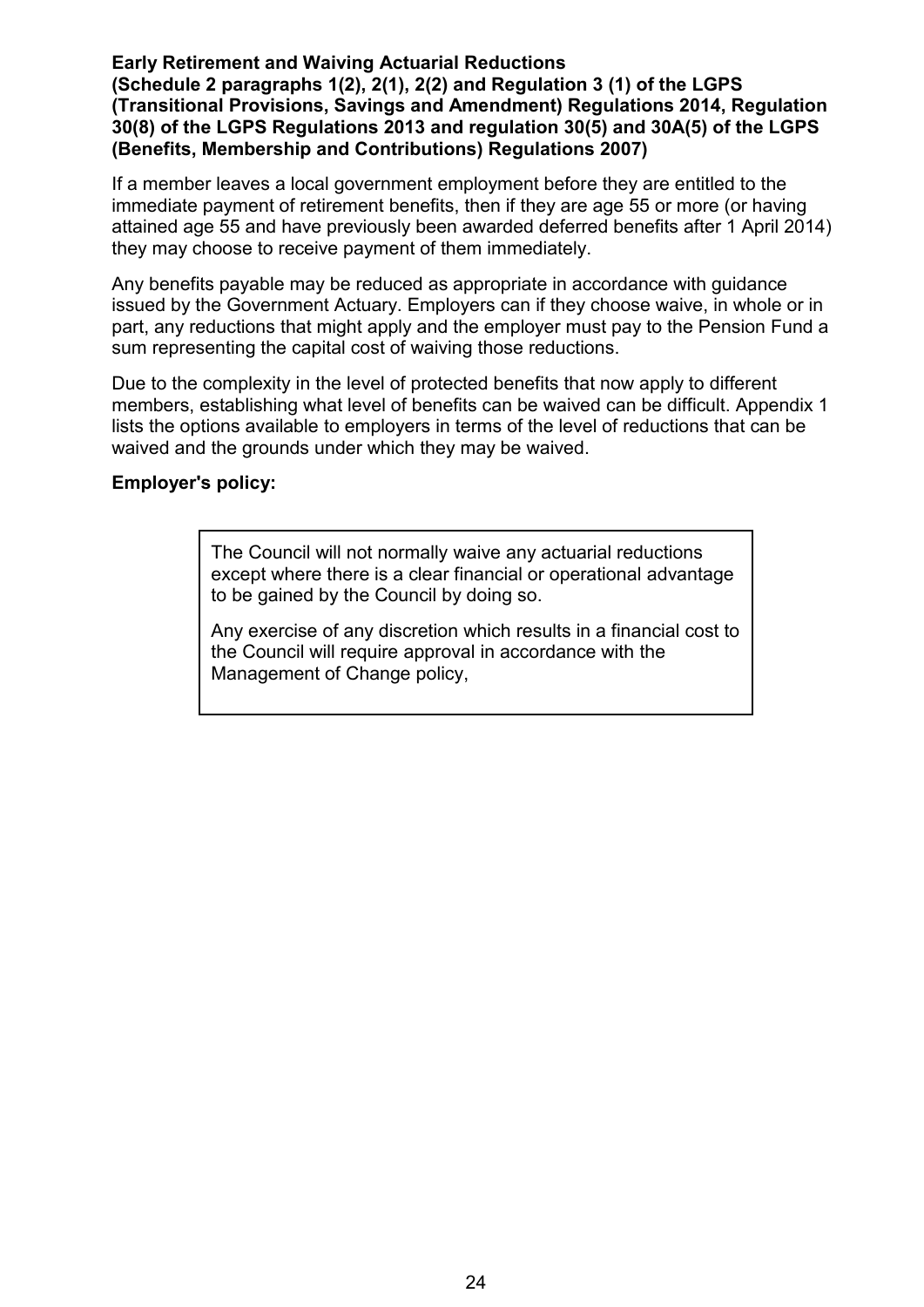**Early Retirement and Waiving Actuarial Reductions**
**(Schedule 2 paragraphs 1(2), 2(1), 2(2) and Regulation 3 (1) of the LGPS (Transitional Provisions, Savings and Amendment) Regulations 2014, Regulation 30(8) of the LGPS Regulations 2013 and regulation 30(5) and 30A(5) of the LGPS (Benefits, Membership and Contributions) Regulations 2007)**

If a member leaves a local government employment before they are entitled to the immediate payment of retirement benefits, then if they are age 55 or more (or having attained age 55 and have previously been awarded deferred benefits after 1 April 2014) they may choose to receive payment of them immediately.

Any benefits payable may be reduced as appropriate in accordance with guidance issued by the Government Actuary. Employers can if they choose waive, in whole or in part, any reductions that might apply and the employer must pay to the Pension Fund a sum representing the capital cost of waiving those reductions.

Due to the complexity in the level of protected benefits that now apply to different members, establishing what level of benefits can be waived can be difficult. Appendix 1 lists the options available to employers in terms of the level of reductions that can be waived and the grounds under which they may be waived.

**Employer's policy:**

The Council will not normally waive any actuarial reductions except where there is a clear financial or operational advantage to be gained by the Council by doing so.

Any exercise of any discretion which results in a financial cost to the Council will require approval in accordance with the Management of Change policy,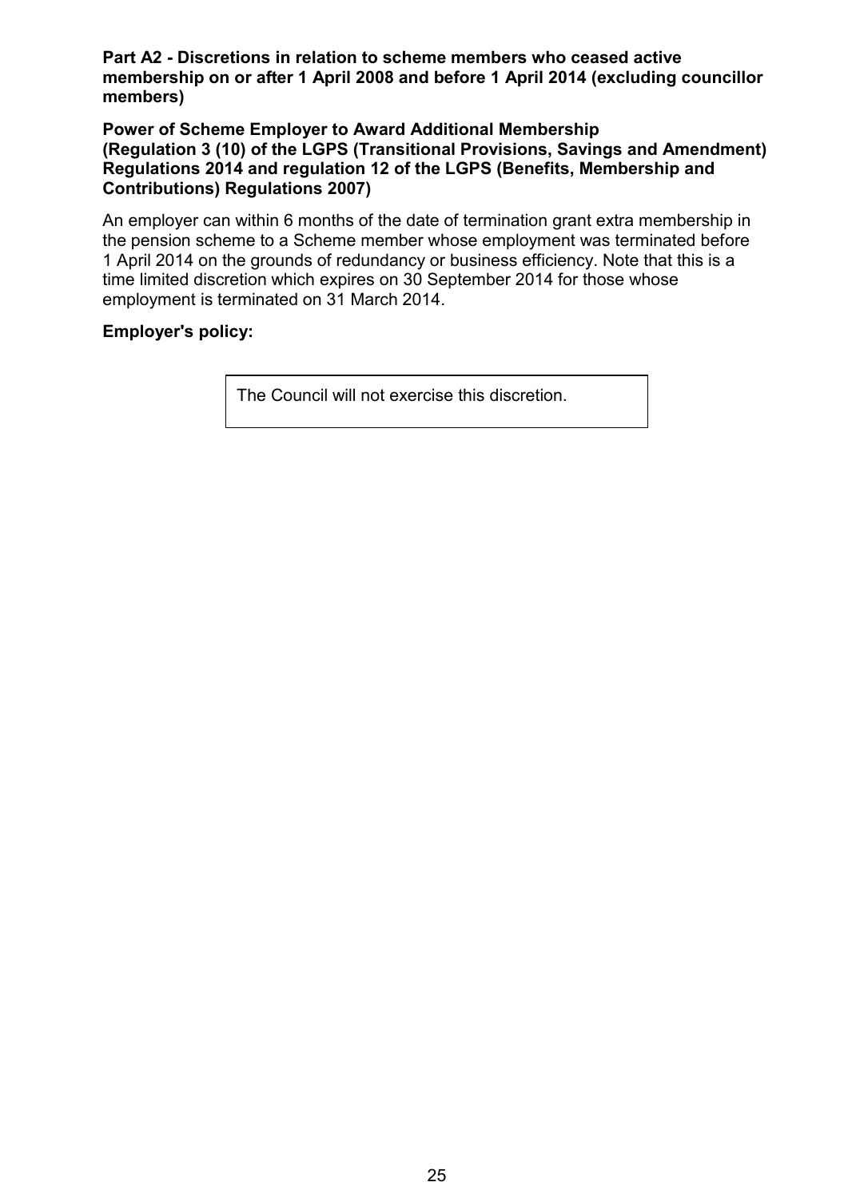**Part A2 - Discretions in relation to scheme members who ceased active membership on or after 1 April 2008 and before 1 April 2014 (excluding councillor members)**

**Power of Scheme Employer to Award Additional Membership (Regulation 3 (10) of the LGPS (Transitional Provisions, Savings and Amendment) Regulations 2014 and regulation 12 of the LGPS (Benefits, Membership and Contributions) Regulations 2007)**

An employer can within 6 months of the date of termination grant extra membership in the pension scheme to a Scheme member whose employment was terminated before 1 April 2014 on the grounds of redundancy or business efficiency. Note that this is a time limited discretion which expires on 30 September 2014 for those whose employment is terminated on 31 March 2014.

**Employer's policy:**

| The Council will not exercise this discretion. |
|---|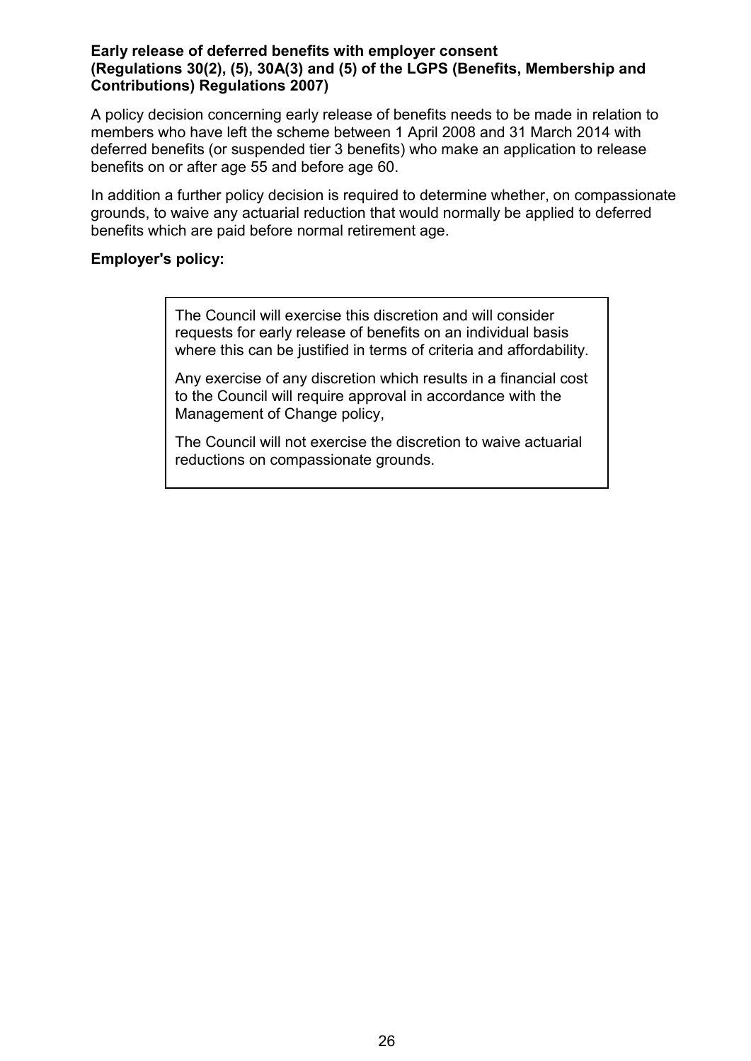**Early release of deferred benefits with employer consent**
**(Regulations 30(2), (5), 30A(3) and (5) of the LGPS (Benefits, Membership and Contributions) Regulations 2007)**

A policy decision concerning early release of benefits needs to be made in relation to members who have left the scheme between 1 April 2008 and 31 March 2014 with deferred benefits (or suspended tier 3 benefits) who make an application to release benefits on or after age 55 and before age 60.

In addition a further policy decision is required to determine whether, on compassionate grounds, to waive any actuarial reduction that would normally be applied to deferred benefits which are paid before normal retirement age.

**Employer's policy:**

> The Council will exercise this discretion and will consider requests for early release of benefits on an individual basis where this can be justified in terms of criteria and affordability.
>
> Any exercise of any discretion which results in a financial cost to the Council will require approval in accordance with the Management of Change policy,
>
> The Council will not exercise the discretion to waive actuarial reductions on compassionate grounds.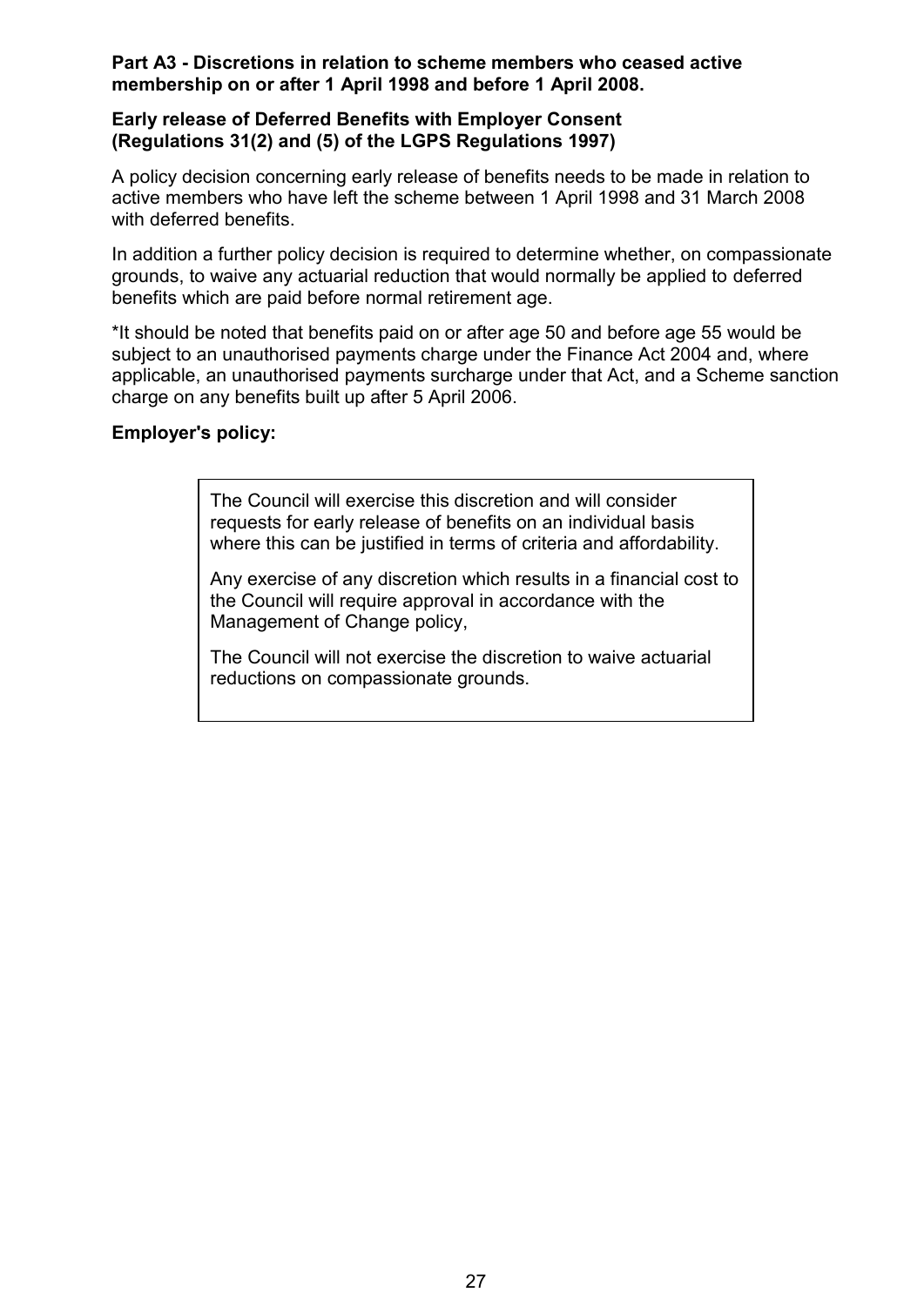**Part A3 - Discretions in relation to scheme members who ceased active membership on or after 1 April 1998 and before 1 April 2008.**

**Early release of Deferred Benefits with Employer Consent (Regulations 31(2) and (5) of the LGPS Regulations 1997)**

A policy decision concerning early release of benefits needs to be made in relation to active members who have left the scheme between 1 April 1998 and 31 March 2008 with deferred benefits.

In addition a further policy decision is required to determine whether, on compassionate grounds, to waive any actuarial reduction that would normally be applied to deferred benefits which are paid before normal retirement age.

*It should be noted that benefits paid on or after age 50 and before age 55 would be subject to an unauthorised payments charge under the Finance Act 2004 and, where applicable, an unauthorised payments surcharge under that Act, and a Scheme sanction charge on any benefits built up after 5 April 2006.

**Employer's policy:**

The Council will exercise this discretion and will consider requests for early release of benefits on an individual basis where this can be justified in terms of criteria and affordability.

Any exercise of any discretion which results in a financial cost to the Council will require approval in accordance with the Management of Change policy,

The Council will not exercise the discretion to waive actuarial reductions on compassionate grounds.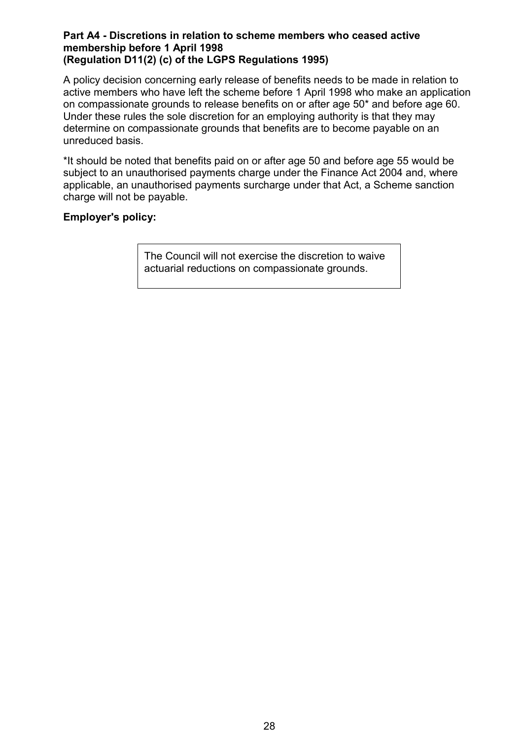**Part A4 - Discretions in relation to scheme members who ceased active membership before 1 April 1998**
**(Regulation D11(2) (c) of the LGPS Regulations 1995)**

A policy decision concerning early release of benefits needs to be made in relation to active members who have left the scheme before 1 April 1998 who make an application on compassionate grounds to release benefits on or after age 50* and before age 60. Under these rules the sole discretion for an employing authority is that they may determine on compassionate grounds that benefits are to become payable on an unreduced basis.

*It should be noted that benefits paid on or after age 50 and before age 55 would be subject to an unauthorised payments charge under the Finance Act 2004 and, where applicable, an unauthorised payments surcharge under that Act, a Scheme sanction charge will not be payable.

**Employer's policy:**

| The Council will not exercise the discretion to waive actuarial reductions on compassionate grounds. |
|---|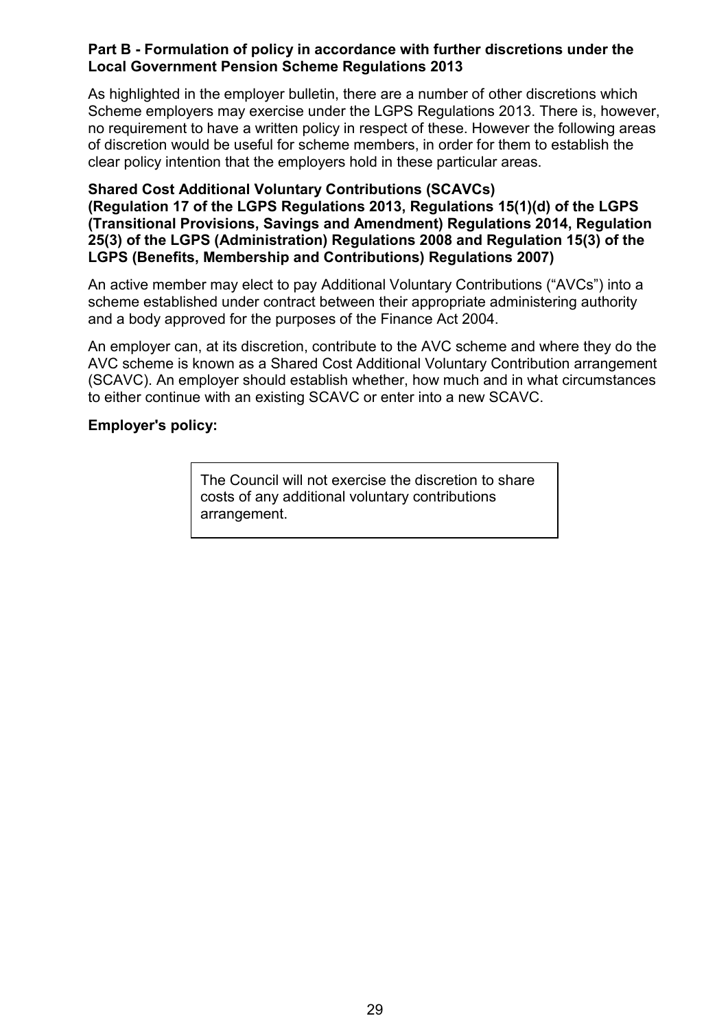**Part B - Formulation of policy in accordance with further discretions under the Local Government Pension Scheme Regulations 2013**

As highlighted in the employer bulletin, there are a number of other discretions which Scheme employers may exercise under the LGPS Regulations 2013. There is, however, no requirement to have a written policy in respect of these. However the following areas of discretion would be useful for scheme members, in order for them to establish the clear policy intention that the employers hold in these particular areas.

**Shared Cost Additional Voluntary Contributions (SCAVCs)**
**(Regulation 17 of the LGPS Regulations 2013, Regulations 15(1)(d) of the LGPS (Transitional Provisions, Savings and Amendment) Regulations 2014, Regulation 25(3) of the LGPS (Administration) Regulations 2008 and Regulation 15(3) of the LGPS (Benefits, Membership and Contributions) Regulations 2007)**

An active member may elect to pay Additional Voluntary Contributions ("AVCs") into a scheme established under contract between their appropriate administering authority and a body approved for the purposes of the Finance Act 2004.

An employer can, at its discretion, contribute to the AVC scheme and where they do the AVC scheme is known as a Shared Cost Additional Voluntary Contribution arrangement (SCAVC). An employer should establish whether, how much and in what circumstances to either continue with an existing SCAVC or enter into a new SCAVC.

**Employer's policy:**

| The Council will not exercise the discretion to share costs of any additional voluntary contributions arrangement. |
|---|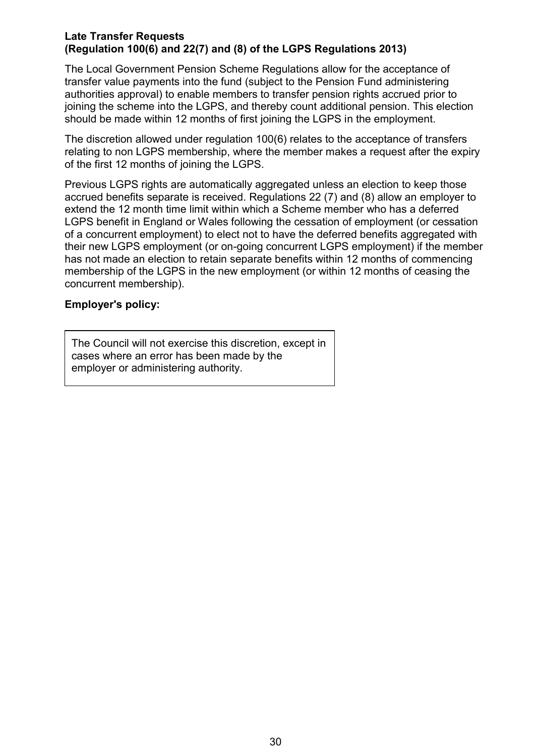**Late Transfer Requests**
**(Regulation 100(6) and 22(7) and (8) of the LGPS Regulations 2013)**

The Local Government Pension Scheme Regulations allow for the acceptance of transfer value payments into the fund (subject to the Pension Fund administering authorities approval) to enable members to transfer pension rights accrued prior to joining the scheme into the LGPS, and thereby count additional pension. This election should be made within 12 months of first joining the LGPS in the employment.

The discretion allowed under regulation 100(6) relates to the acceptance of transfers relating to non LGPS membership, where the member makes a request after the expiry of the first 12 months of joining the LGPS.

Previous LGPS rights are automatically aggregated unless an election to keep those accrued benefits separate is received. Regulations 22 (7) and (8) allow an employer to extend the 12 month time limit within which a Scheme member who has a deferred LGPS benefit in England or Wales following the cessation of employment (or cessation of a concurrent employment) to elect not to have the deferred benefits aggregated with their new LGPS employment (or on-going concurrent LGPS employment) if the member has not made an election to retain separate benefits within 12 months of commencing membership of the LGPS in the new employment (or within 12 months of ceasing the concurrent membership).

**Employer's policy:**

| The Council will not exercise this discretion, except in cases where an error has been made by the employer or administering authority. |
|---|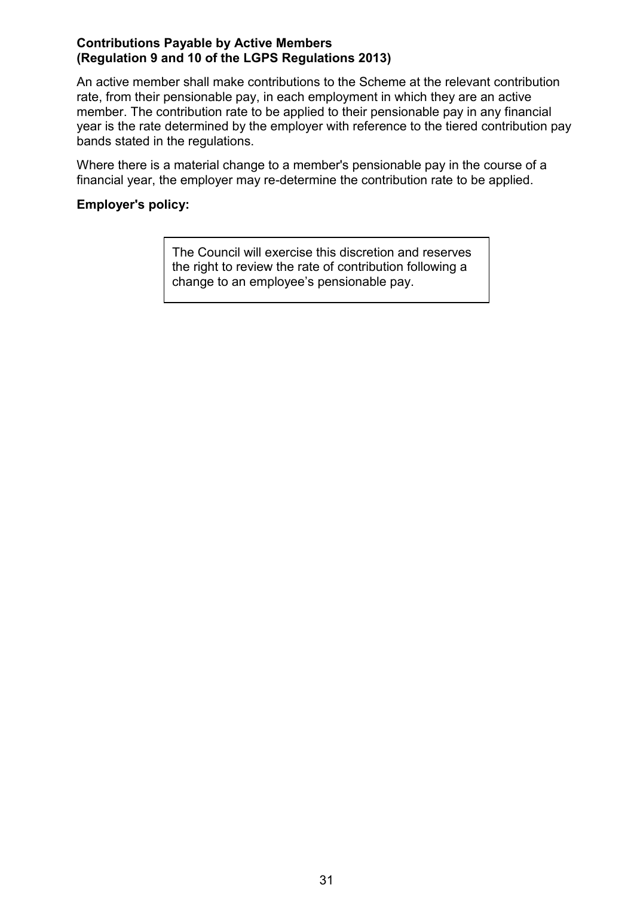**Contributions Payable by Active Members**
**(Regulation 9 and 10 of the LGPS Regulations 2013)**

An active member shall make contributions to the Scheme at the relevant contribution rate, from their pensionable pay, in each employment in which they are an active member. The contribution rate to be applied to their pensionable pay in any financial year is the rate determined by the employer with reference to the tiered contribution pay bands stated in the regulations.

Where there is a material change to a member's pensionable pay in the course of a financial year, the employer may re-determine the contribution rate to be applied.

**Employer's policy:**

> The Council will exercise this discretion and reserves the right to review the rate of contribution following a change to an employee's pensionable pay.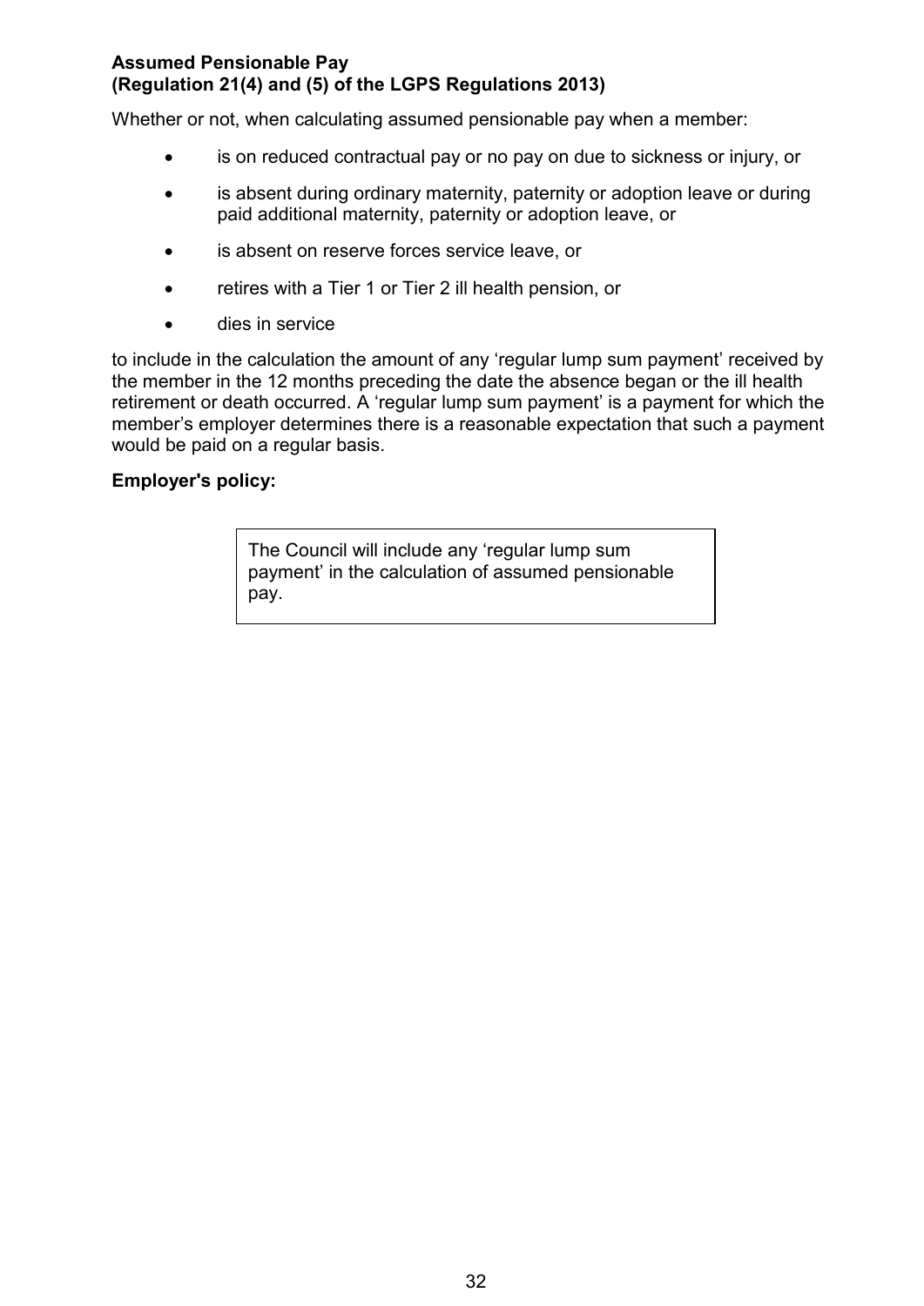**Assumed Pensionable Pay**
**(Regulation 21(4) and (5) of the LGPS Regulations 2013)**

Whether or not, when calculating assumed pensionable pay when a member:

- is on reduced contractual pay or no pay on due to sickness or injury, or
- is absent during ordinary maternity, paternity or adoption leave or during paid additional maternity, paternity or adoption leave, or
- is absent on reserve forces service leave, or
- retires with a Tier 1 or Tier 2 ill health pension, or
- dies in service

to include in the calculation the amount of any 'regular lump sum payment' received by the member in the 12 months preceding the date the absence began or the ill health retirement or death occurred. A 'regular lump sum payment' is a payment for which the member's employer determines there is a reasonable expectation that such a payment would be paid on a regular basis.

**Employer's policy:**

| The Council will include any 'regular lump sum payment' in the calculation of assumed pensionable pay. |
|---|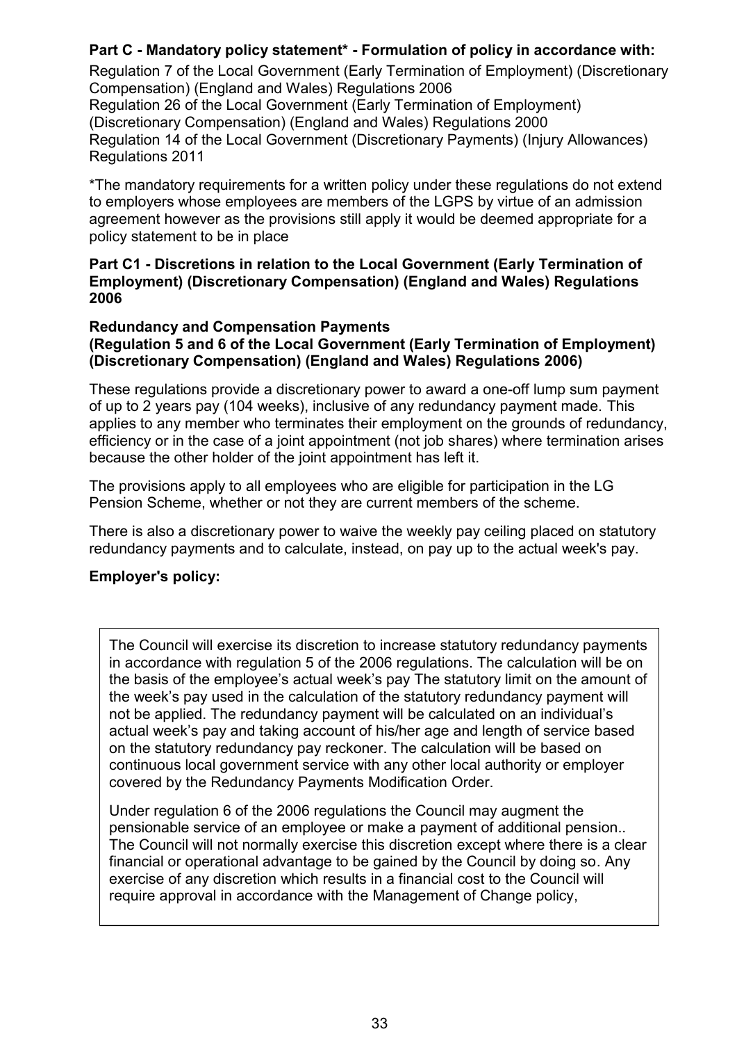**Part C - Mandatory policy statement* - Formulation of policy in accordance with:**

Regulation 7 of the Local Government (Early Termination of Employment) (Discretionary Compensation) (England and Wales) Regulations 2006
Regulation 26 of the Local Government (Early Termination of Employment) (Discretionary Compensation) (England and Wales) Regulations 2000
Regulation 14 of the Local Government (Discretionary Payments) (Injury Allowances) Regulations 2011

*The mandatory requirements for a written policy under these regulations do not extend to employers whose employees are members of the LGPS by virtue of an admission agreement however as the provisions still apply it would be deemed appropriate for a policy statement to be in place

**Part C1 - Discretions in relation to the Local Government (Early Termination of Employment) (Discretionary Compensation) (England and Wales) Regulations 2006**

**Redundancy and Compensation Payments**
**(Regulation 5 and 6 of the Local Government (Early Termination of Employment) (Discretionary Compensation) (England and Wales) Regulations 2006)**

These regulations provide a discretionary power to award a one-off lump sum payment of up to 2 years pay (104 weeks), inclusive of any redundancy payment made. This applies to any member who terminates their employment on the grounds of redundancy, efficiency or in the case of a joint appointment (not job shares) where termination arises because the other holder of the joint appointment has left it.

The provisions apply to all employees who are eligible for participation in the LG Pension Scheme, whether or not they are current members of the scheme.

There is also a discretionary power to waive the weekly pay ceiling placed on statutory redundancy payments and to calculate, instead, on pay up to the actual week's pay.

**Employer's policy:**

The Council will exercise its discretion to increase statutory redundancy payments in accordance with regulation 5 of the 2006 regulations. The calculation will be on the basis of the employee's actual week's pay The statutory limit on the amount of the week's pay used in the calculation of the statutory redundancy payment will not be applied. The redundancy payment will be calculated on an individual's actual week's pay and taking account of his/her age and length of service based on the statutory redundancy pay reckoner. The calculation will be based on continuous local government service with any other local authority or employer covered by the Redundancy Payments Modification Order.

Under regulation 6 of the 2006 regulations the Council may augment the pensionable service of an employee or make a payment of additional pension.. The Council will not normally exercise this discretion except where there is a clear financial or operational advantage to be gained by the Council by doing so. Any exercise of any discretion which results in a financial cost to the Council will require approval in accordance with the Management of Change policy,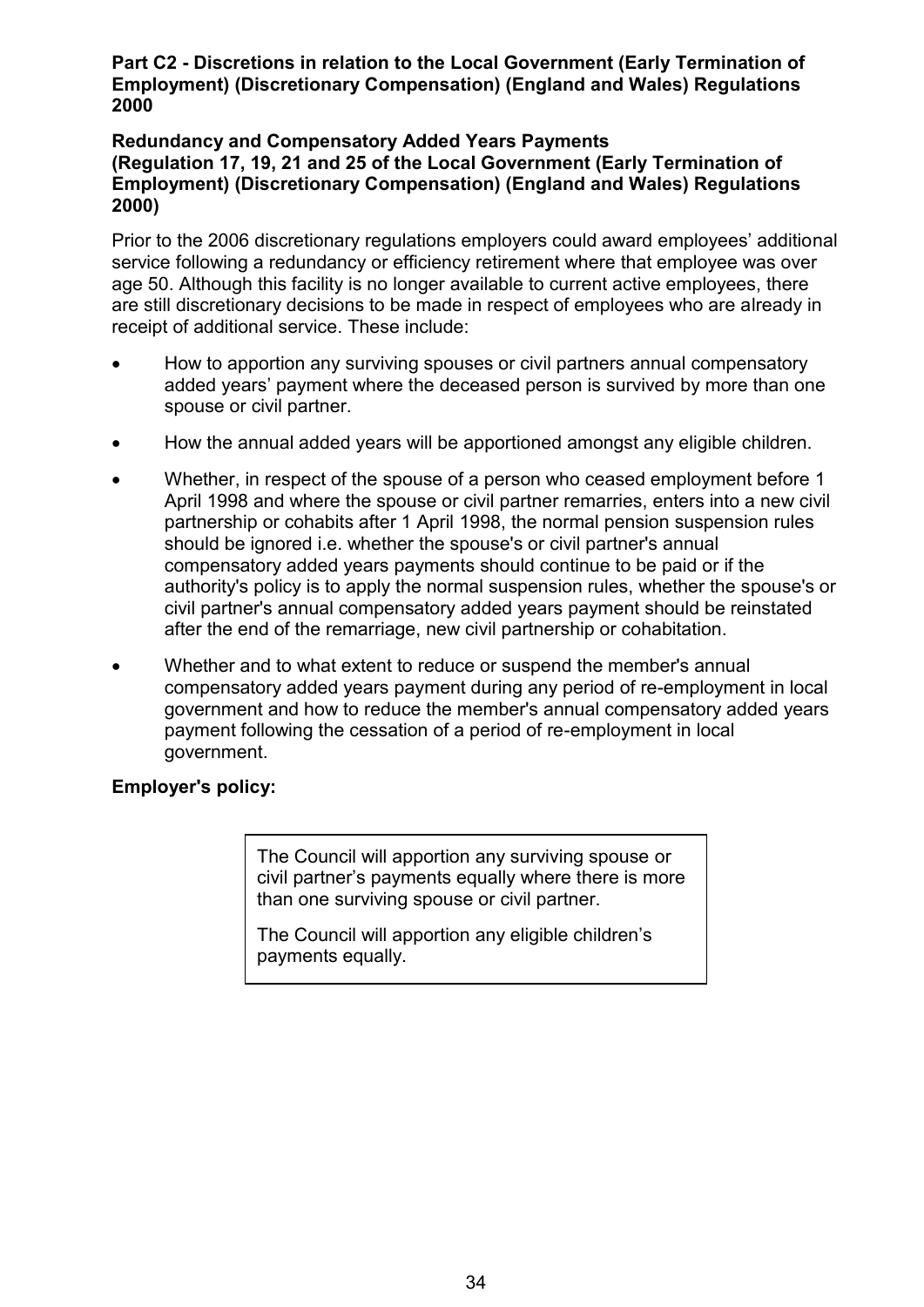### Part C2 - Discretions in relation to the Local Government (Early Termination of Employment) (Discretionary Compensation) (England and Wales) Regulations 2000

**Redundancy and Compensatory Added Years Payments**
**(Regulation 17, 19, 21 and 25 of the Local Government (Early Termination of Employment) (Discretionary Compensation) (England and Wales) Regulations 2000)**

Prior to the 2006 discretionary regulations employers could award employees' additional service following a redundancy or efficiency retirement where that employee was over age 50. Although this facility is no longer available to current active employees, there are still discretionary decisions to be made in respect of employees who are already in receipt of additional service. These include:

- How to apportion any surviving spouses or civil partners annual compensatory added years' payment where the deceased person is survived by more than one spouse or civil partner.
- How the annual added years will be apportioned amongst any eligible children.
- Whether, in respect of the spouse of a person who ceased employment before 1 April 1998 and where the spouse or civil partner remarries, enters into a new civil partnership or cohabits after 1 April 1998, the normal pension suspension rules should be ignored i.e. whether the spouse's or civil partner's annual compensatory added years payments should continue to be paid or if the authority's policy is to apply the normal suspension rules, whether the spouse's or civil partner's annual compensatory added years payment should be reinstated after the end of the remarriage, new civil partnership or cohabitation.
- Whether and to what extent to reduce or suspend the member's annual compensatory added years payment during any period of re-employment in local government and how to reduce the member's annual compensatory added years payment following the cessation of a period of re-employment in local government.

**Employer's policy:**

The Council will apportion any surviving spouse or civil partner's payments equally where there is more than one surviving spouse or civil partner.

The Council will apportion any eligible children's payments equally.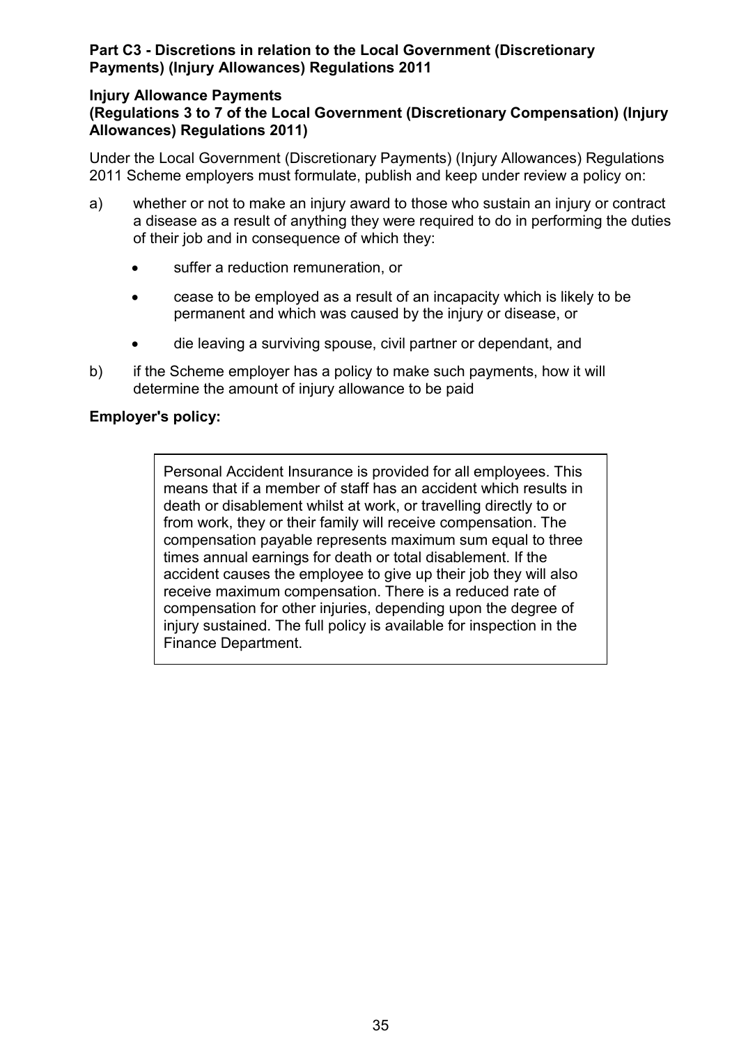**Part C3 - Discretions in relation to the Local Government (Discretionary Payments) (Injury Allowances) Regulations 2011**

**Injury Allowance Payments**
**(Regulations 3 to 7 of the Local Government (Discretionary Compensation) (Injury Allowances) Regulations 2011)**

Under the Local Government (Discretionary Payments) (Injury Allowances) Regulations 2011 Scheme employers must formulate, publish and keep under review a policy on:

a) whether or not to make an injury award to those who sustain an injury or contract a disease as a result of anything they were required to do in performing the duties of their job and in consequence of which they:

- suffer a reduction remuneration, or
- cease to be employed as a result of an incapacity which is likely to be permanent and which was caused by the injury or disease, or
- die leaving a surviving spouse, civil partner or dependant, and

b) if the Scheme employer has a policy to make such payments, how it will determine the amount of injury allowance to be paid

**Employer's policy:**

Personal Accident Insurance is provided for all employees. This means that if a member of staff has an accident which results in death or disablement whilst at work, or travelling directly to or from work, they or their family will receive compensation. The compensation payable represents maximum sum equal to three times annual earnings for death or total disablement. If the accident causes the employee to give up their job they will also receive maximum compensation. There is a reduced rate of compensation for other injuries, depending upon the degree of injury sustained. The full policy is available for inspection in the Finance Department.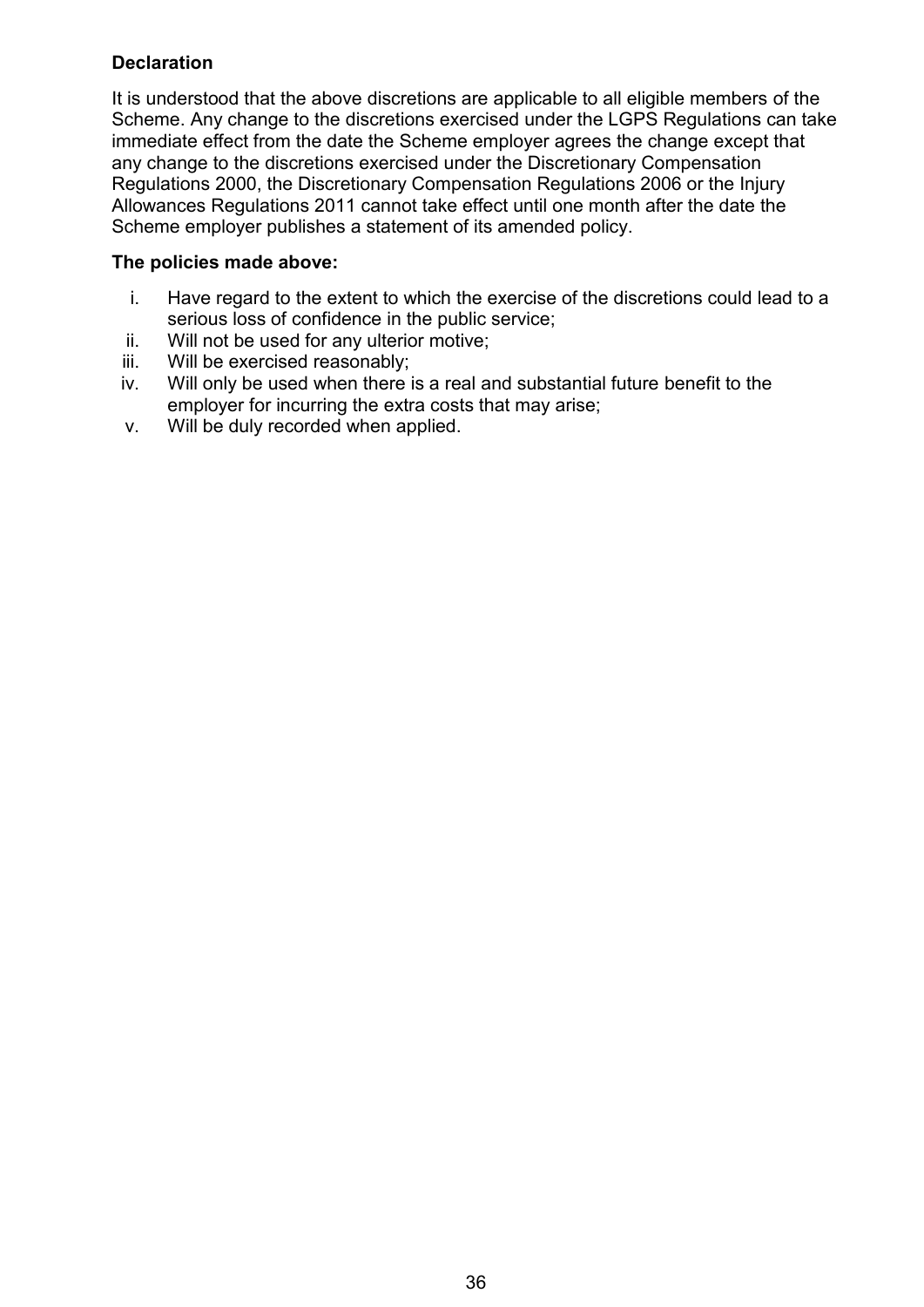**Declaration**

It is understood that the above discretions are applicable to all eligible members of the Scheme. Any change to the discretions exercised under the LGPS Regulations can take immediate effect from the date the Scheme employer agrees the change except that any change to the discretions exercised under the Discretionary Compensation Regulations 2000, the Discretionary Compensation Regulations 2006 or the Injury Allowances Regulations 2011 cannot take effect until one month after the date the Scheme employer publishes a statement of its amended policy.

**The policies made above:**

i. Have regard to the extent to which the exercise of the discretions could lead to a serious loss of confidence in the public service;
ii. Will not be used for any ulterior motive;
iii. Will be exercised reasonably;
iv. Will only be used when there is a real and substantial future benefit to the employer for incurring the extra costs that may arise;
v. Will be duly recorded when applied.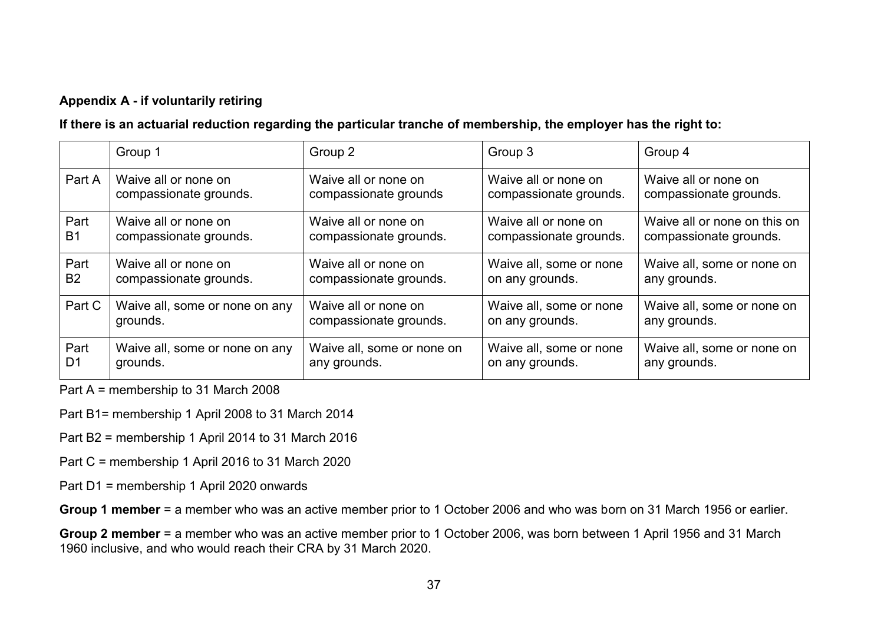**Appendix A - if voluntarily retiring**

**If there is an actuarial reduction regarding the particular tranche of membership, the employer has the right to:**

| | Group 1 | Group 2 | Group 3 | Group 4 |
|---|---|---|---|---|
| Part A | Waive all or none on compassionate grounds. | Waive all or none on compassionate grounds | Waive all or none on compassionate grounds. | Waive all or none on compassionate grounds. |
| Part B1 | Waive all or none on compassionate grounds. | Waive all or none on compassionate grounds. | Waive all or none on compassionate grounds. | Waive all or none on this on compassionate grounds. |
| Part B2 | Waive all or none on compassionate grounds. | Waive all or none on compassionate grounds. | Waive all, some or none on any grounds. | Waive all, some or none on any grounds. |
| Part C | Waive all, some or none on any grounds. | Waive all or none on compassionate grounds. | Waive all, some or none on any grounds. | Waive all, some or none on any grounds. |
| Part D1 | Waive all, some or none on any grounds. | Waive all, some or none on any grounds. | Waive all, some or none on any grounds. | Waive all, some or none on any grounds. |

Part A = membership to 31 March 2008

Part B1= membership 1 April 2008 to 31 March 2014

Part B2 = membership 1 April 2014 to 31 March 2016

Part C = membership 1 April 2016 to 31 March 2020

Part D1 = membership 1 April 2020 onwards

**Group 1 member** = a member who was an active member prior to 1 October 2006 and who was born on 31 March 1956 or earlier.

**Group 2 member** = a member who was an active member prior to 1 October 2006, was born between 1 April 1956 and 31 March 1960 inclusive, and who would reach their CRA by 31 March 2020.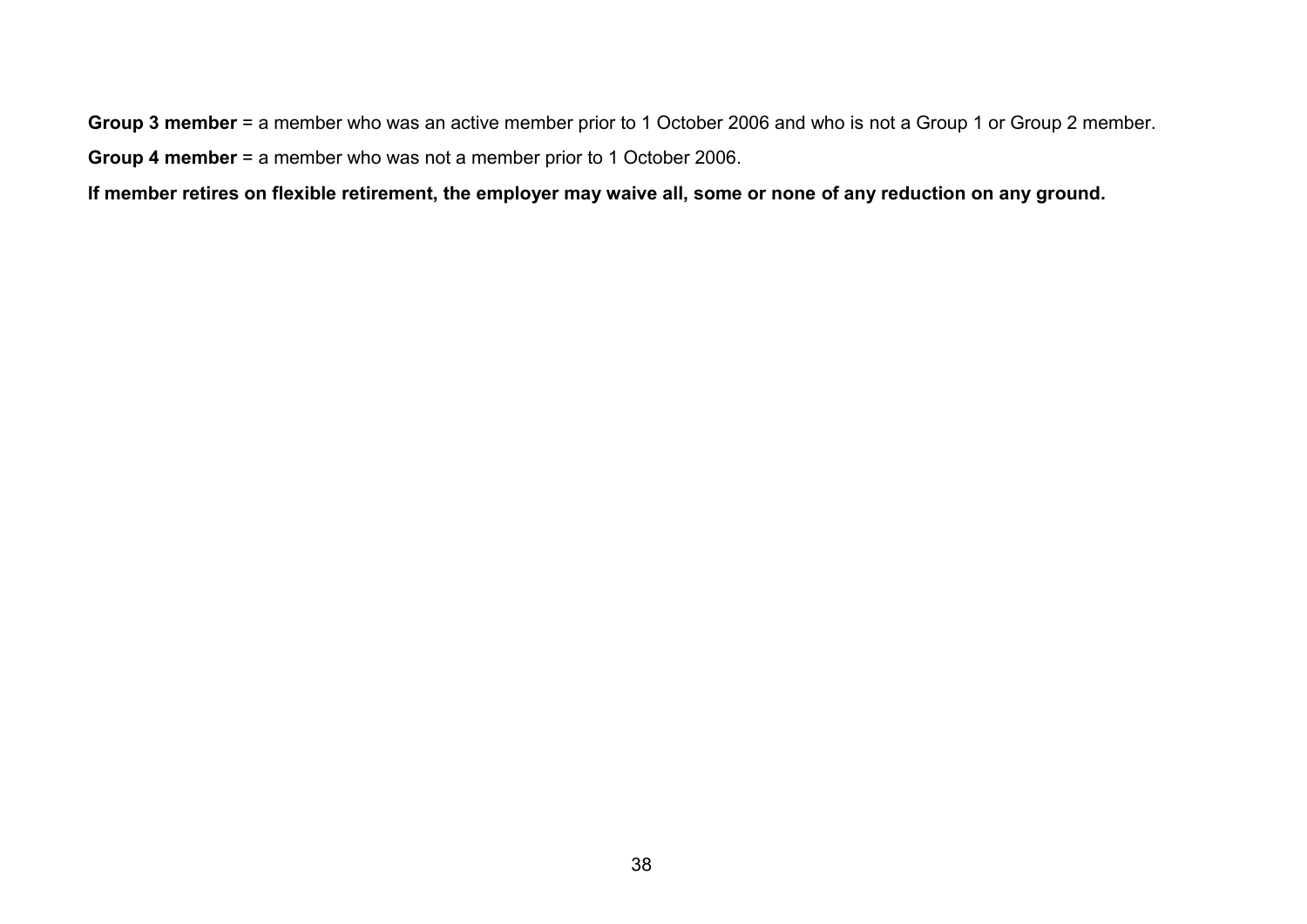**Group 3 member** = a member who was an active member prior to 1 October 2006 and who is not a Group 1 or Group 2 member.

**Group 4 member** = a member who was not a member prior to 1 October 2006.

**If member retires on flexible retirement, the employer may waive all, some or none of any reduction on any ground.**